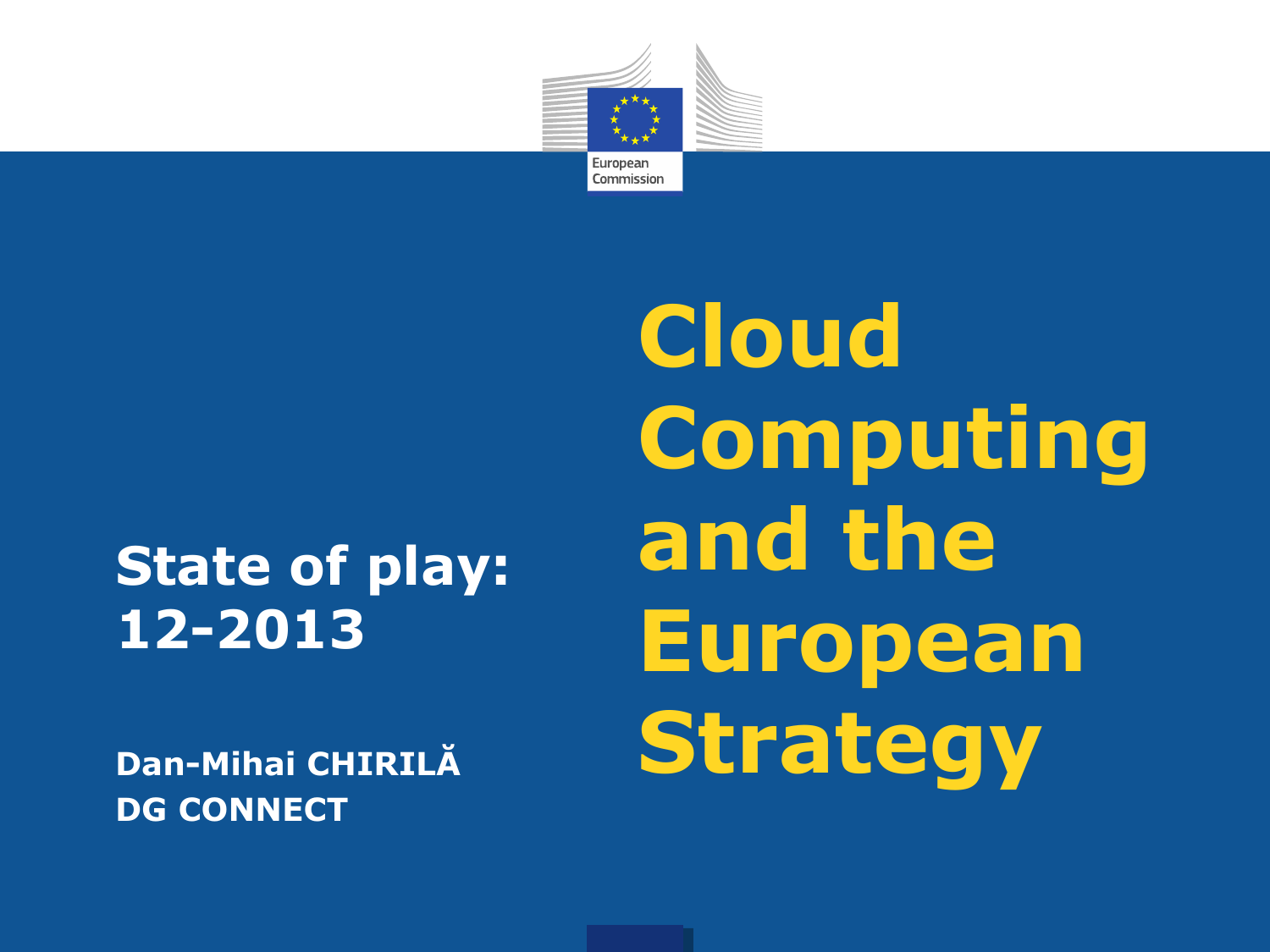# Cloud Computing and the European Strategy

**State of play: 12-2013**

**Dan-Mihai CHIRILĂ**
**DG CONNECT**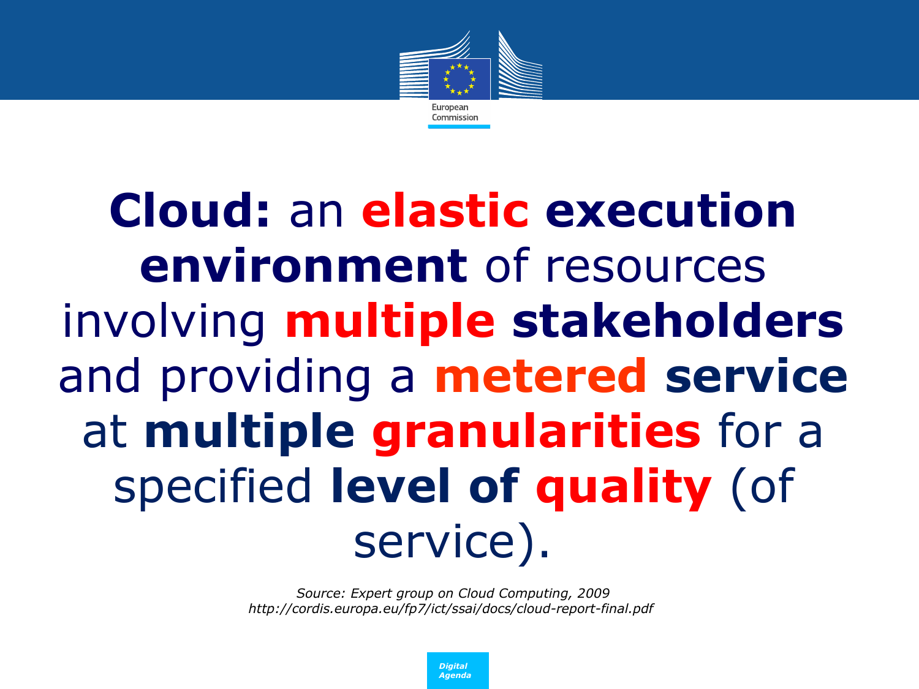**Cloud:** an **elastic execution environment** of resources involving **multiple stakeholders** and providing a **metered service** at **multiple granularities** for a specified **level of quality** (of service).

*Source: Expert group on Cloud Computing, 2009*
*http://cordis.europa.eu/fp7/ict/ssai/docs/cloud-report-final.pdf*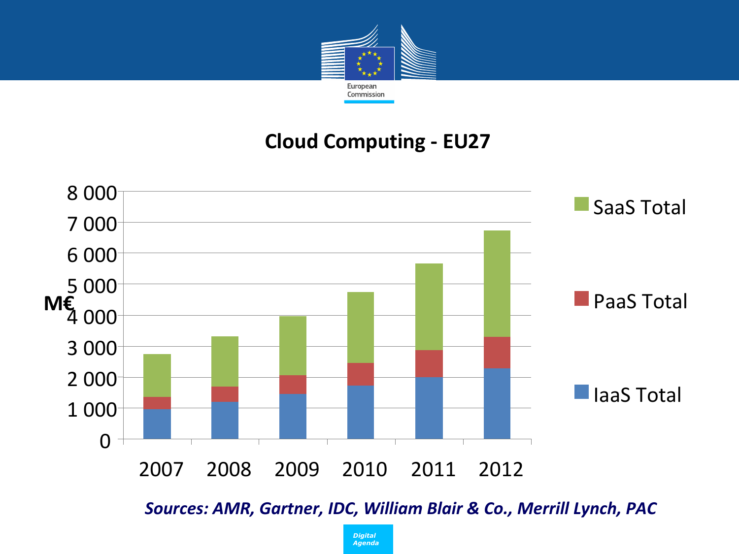# Cloud Computing - EU27

M€

8 000
7 000
6 000
5 000
4 000
3 000
2 000
1 000
0

2007 2008 2009 2010 2011 2012

SaaS Total

PaaS Total

IaaS Total

***Sources: AMR, Gartner, IDC, William Blair & Co., Merrill Lynch, PAC***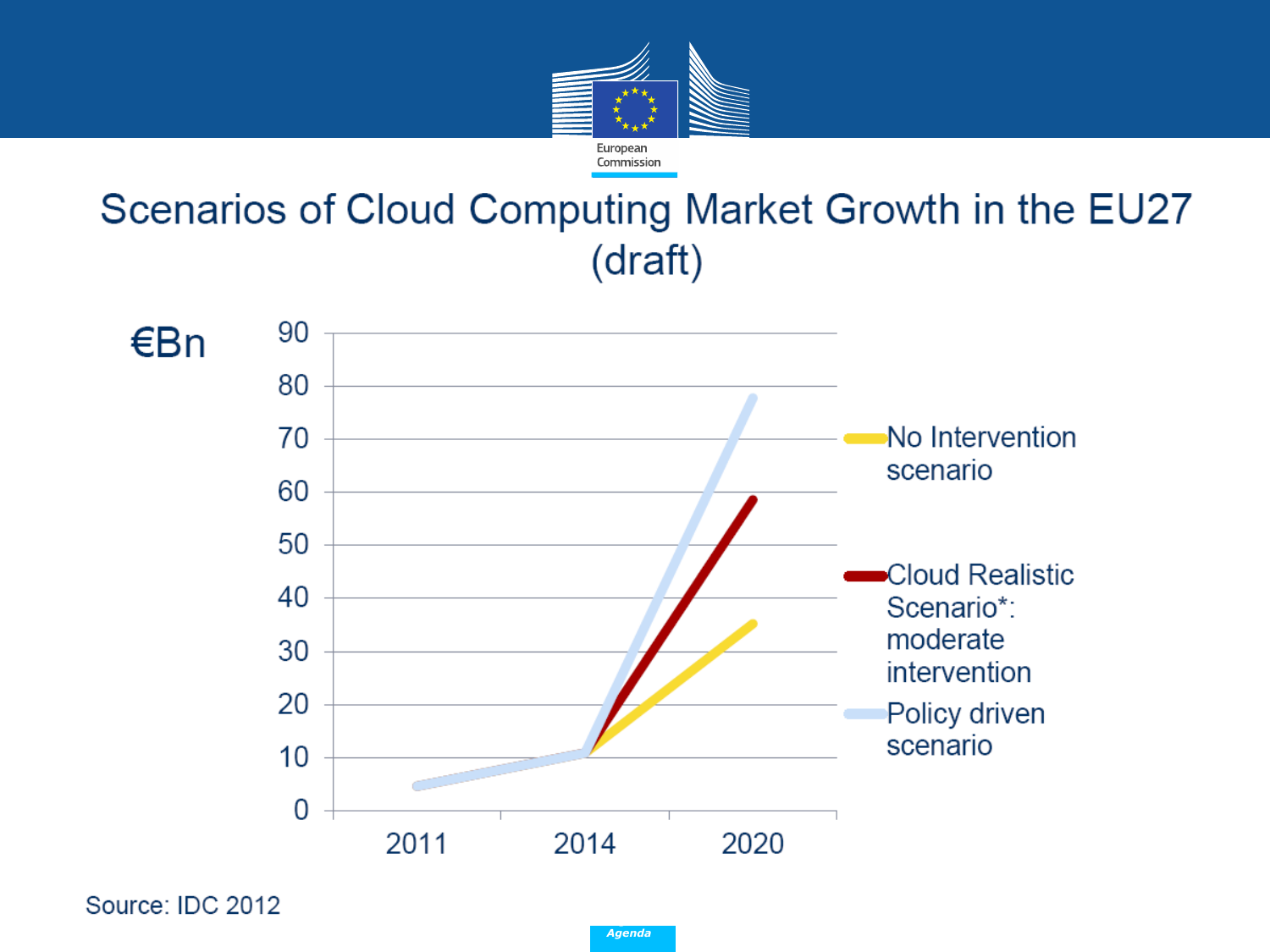# Scenarios of Cloud Computing Market Growth in the EU27 (draft)

€Bn

| | 2011 | 2014 | 2020 |
|---|---|---|---|
| No Intervention scenario | ~5 | ~11 | ~35 |
| Cloud Realistic Scenario*: moderate intervention | ~5 | ~11 | ~59 |
| Policy driven scenario | ~5 | ~11 | ~78 |

Source: IDC 2012

Agenda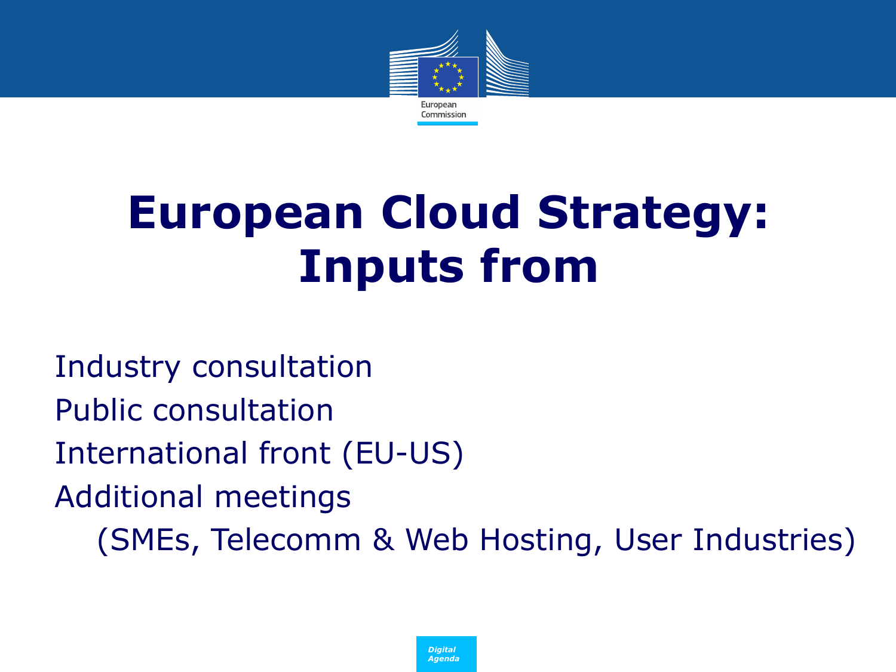# European Cloud Strategy: Inputs from

Industry consultation

Public consultation

International front (EU-US)

Additional meetings

(SMEs, Telecomm & Web Hosting, User Industries)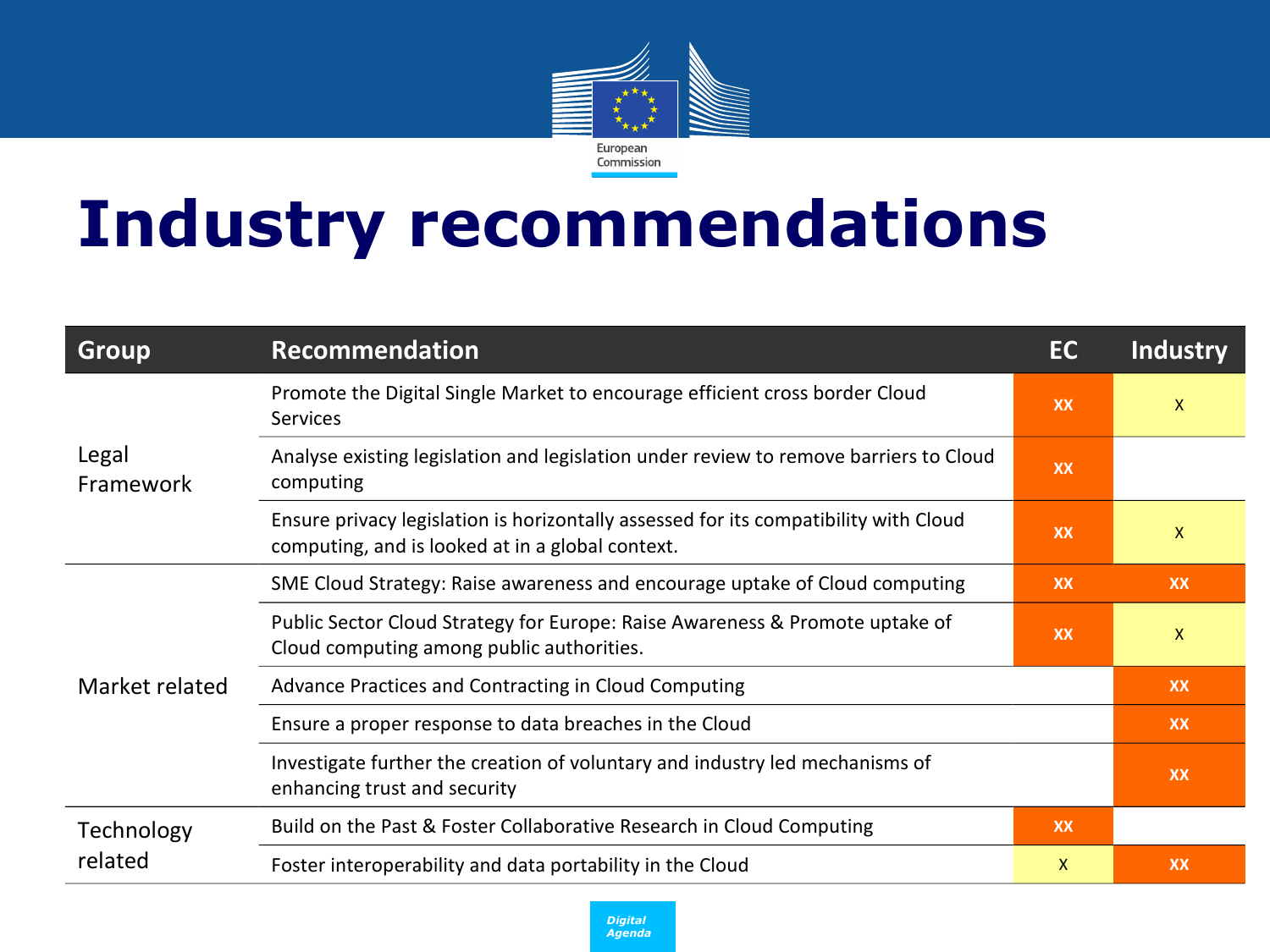# Industry recommendations

| Group | Recommendation | EC | Industry |
|---|---|---|---|
| Legal Framework | Promote the Digital Single Market to encourage efficient cross border Cloud Services | XX | X |
| | Analyse existing legislation and legislation under review to remove barriers to Cloud computing | XX | |
| | Ensure privacy legislation is horizontally assessed for its compatibility with Cloud computing, and is looked at in a global context. | XX | X |
| Market related | SME Cloud Strategy: Raise awareness and encourage uptake of Cloud computing | XX | XX |
| | Public Sector Cloud Strategy for Europe: Raise Awareness & Promote uptake of Cloud computing among public authorities. | XX | X |
| | Advance Practices and Contracting in Cloud Computing | | XX |
| | Ensure a proper response to data breaches in the Cloud | | XX |
| | Investigate further the creation of voluntary and industry led mechanisms of enhancing trust and security | | XX |
| Technology related | Build on the Past & Foster Collaborative Research in Cloud Computing | XX | |
| | Foster interoperability and data portability in the Cloud | X | XX |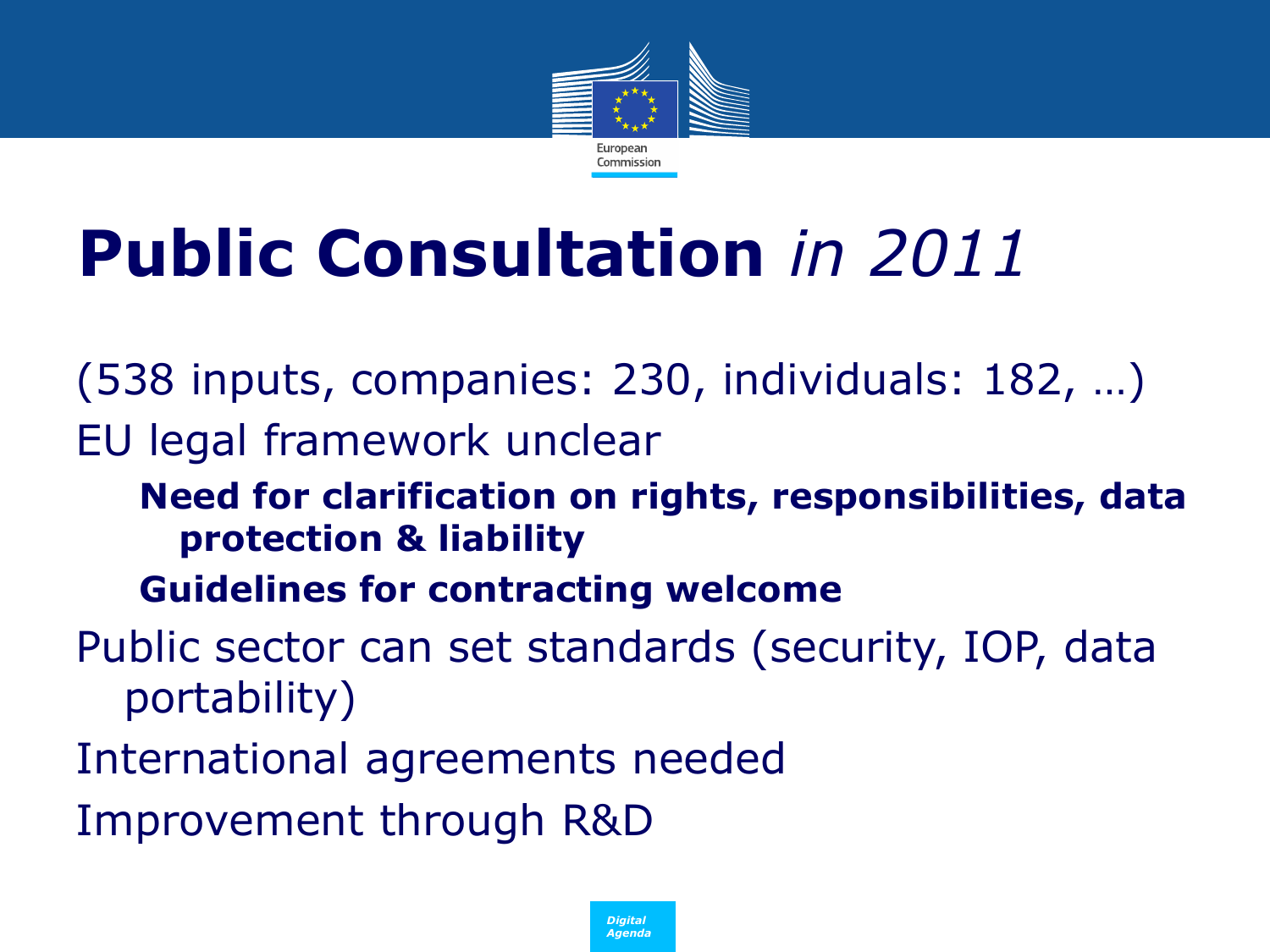# **Public Consultation** *in 2011*

(538 inputs, companies: 230, individuals: 182, …)

EU legal framework unclear

- **Need for clarification on rights, responsibilities, data protection & liability**
- **Guidelines for contracting welcome**

Public sector can set standards (security, IOP, data portability)

International agreements needed

Improvement through R&D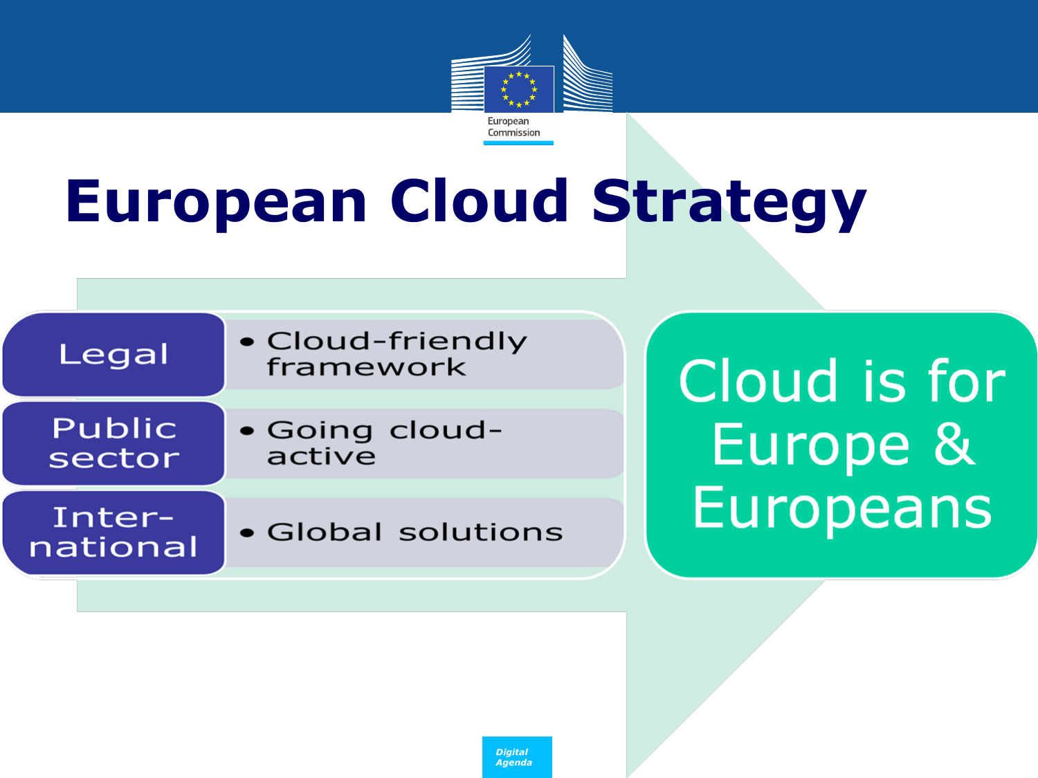# European Cloud Strategy

| | |
| --- | --- |
| Legal | • Cloud-friendly framework |
| Public sector | • Going cloud-active |
| Inter-national | • Global solutions |

Cloud is for Europe & Europeans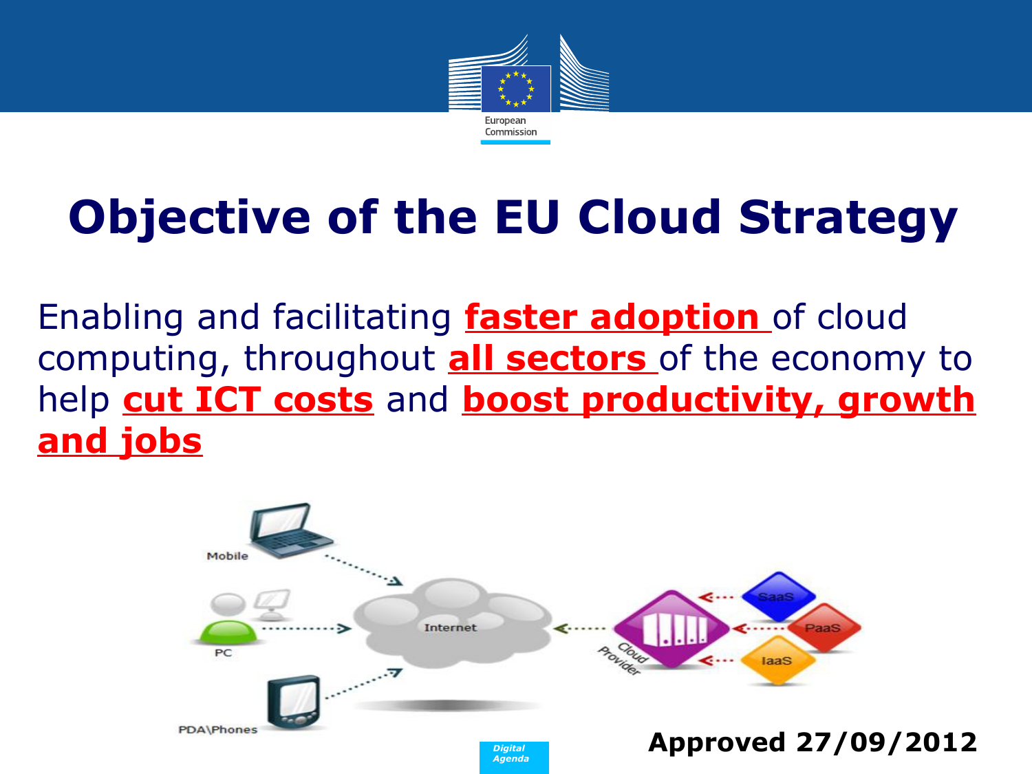# Objective of the EU Cloud Strategy

Enabling and facilitating **faster adoption** of cloud computing, throughout **all sectors** of the economy to help **cut ICT costs** and **boost productivity, growth and jobs**

**Approved 27/09/2012**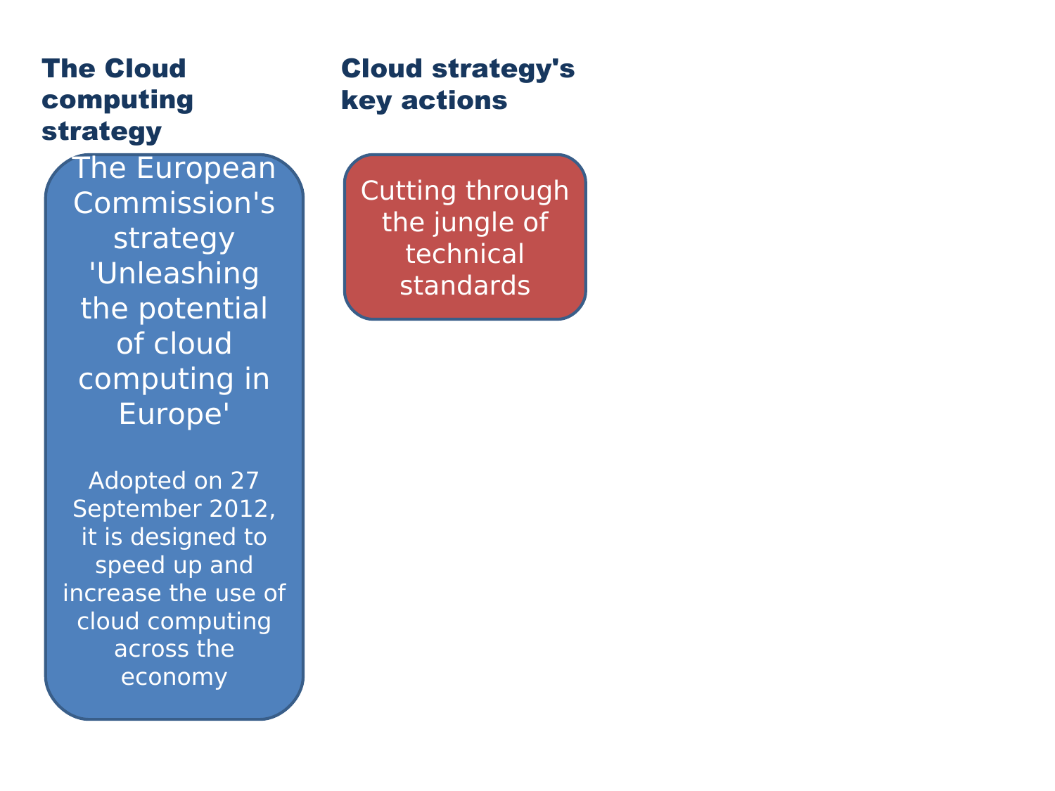## The Cloud computing strategy

The European Commission's strategy 'Unleashing the potential of cloud computing in Europe'

Adopted on 27 September 2012, it is designed to speed up and increase the use of cloud computing across the economy

## Cloud strategy's key actions

Cutting through the jungle of technical standards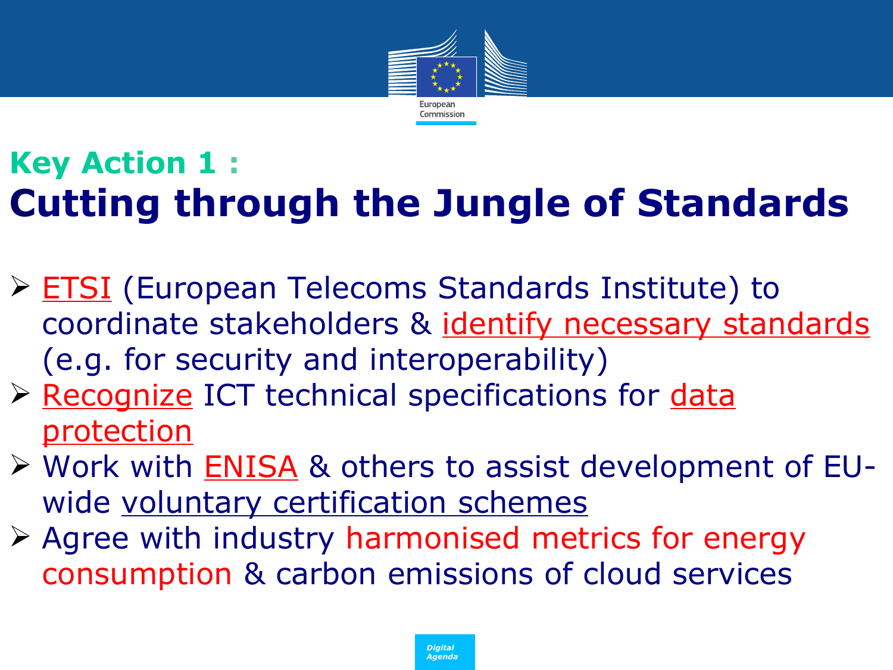## Key Action 1 :

# Cutting through the Jungle of Standards

- ETSI (European Telecoms Standards Institute) to coordinate stakeholders & identify necessary standards (e.g. for security and interoperability)
- Recognize ICT technical specifications for data protection
- Work with ENISA & others to assist development of EU-wide voluntary certification schemes
- Agree with industry harmonised metrics for energy consumption & carbon emissions of cloud services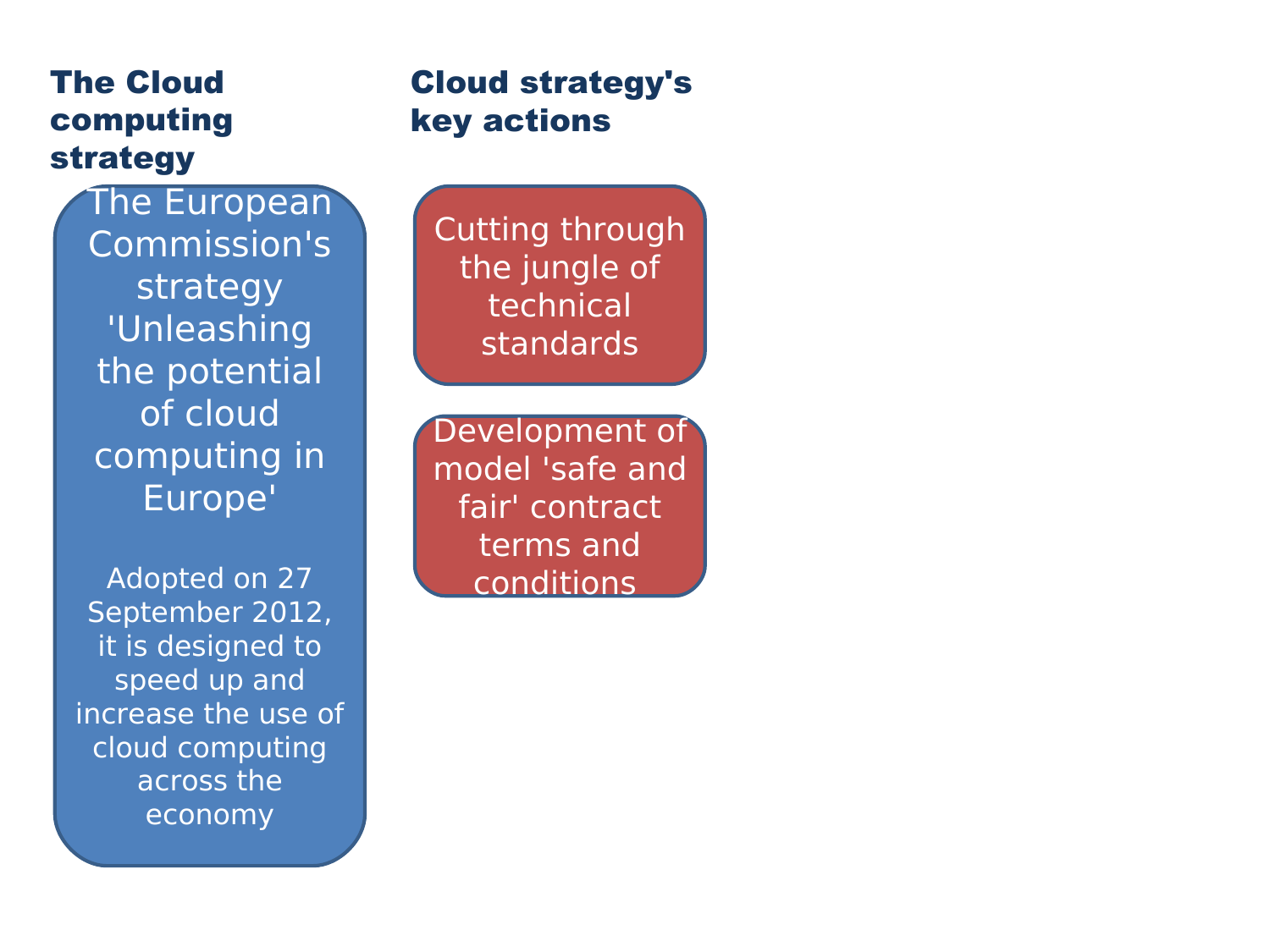## The Cloud computing strategy

The European Commission's strategy 'Unleashing the potential of cloud computing in Europe'

Adopted on 27 September 2012, it is designed to speed up and increase the use of cloud computing across the economy

## Cloud strategy's key actions

- Cutting through the jungle of technical standards
- Development of model 'safe and fair' contract terms and conditions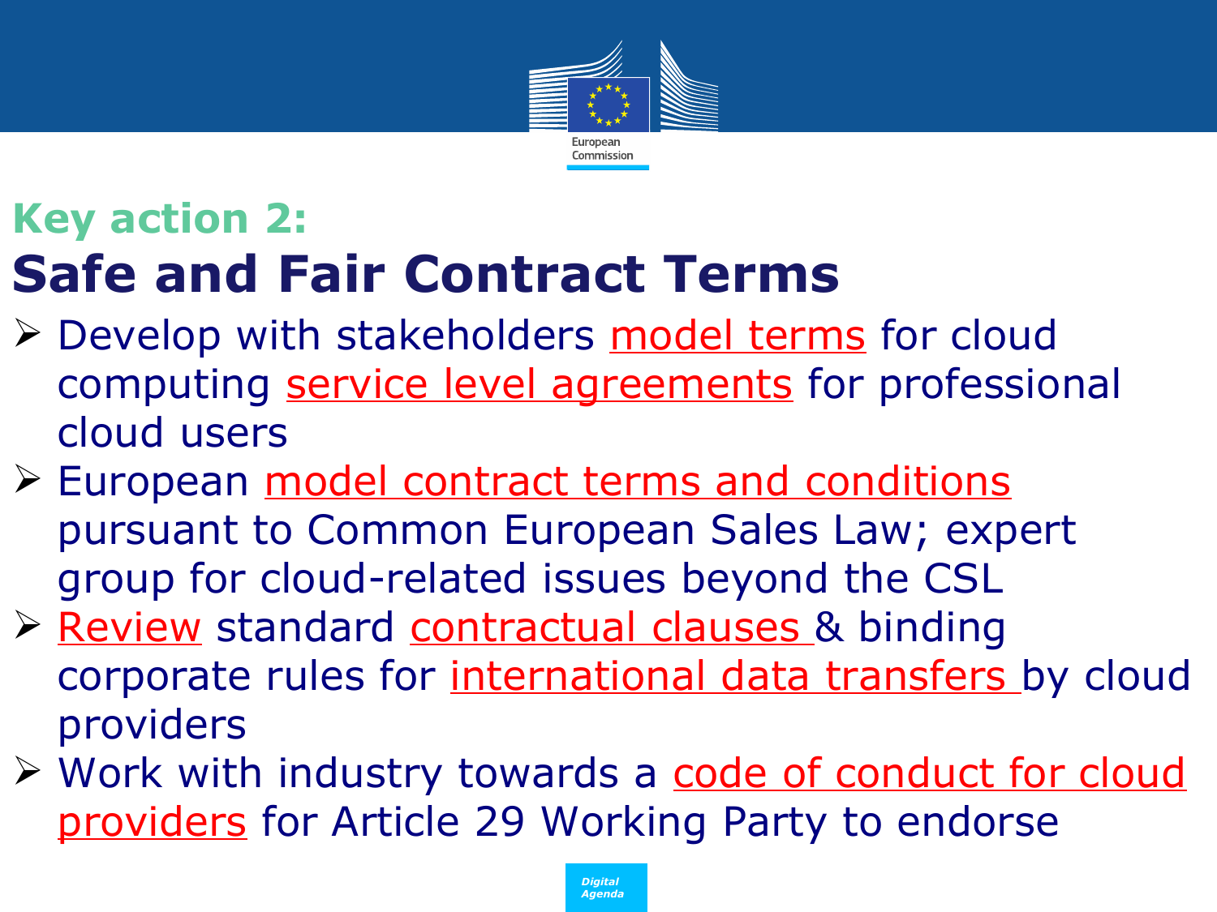## Key action 2:

# Safe and Fair Contract Terms

- Develop with stakeholders model terms for cloud computing service level agreements for professional cloud users
- European model contract terms and conditions pursuant to Common European Sales Law; expert group for cloud-related issues beyond the CSL
- Review standard contractual clauses & binding corporate rules for international data transfers by cloud providers
- Work with industry towards a code of conduct for cloud providers for Article 29 Working Party to endorse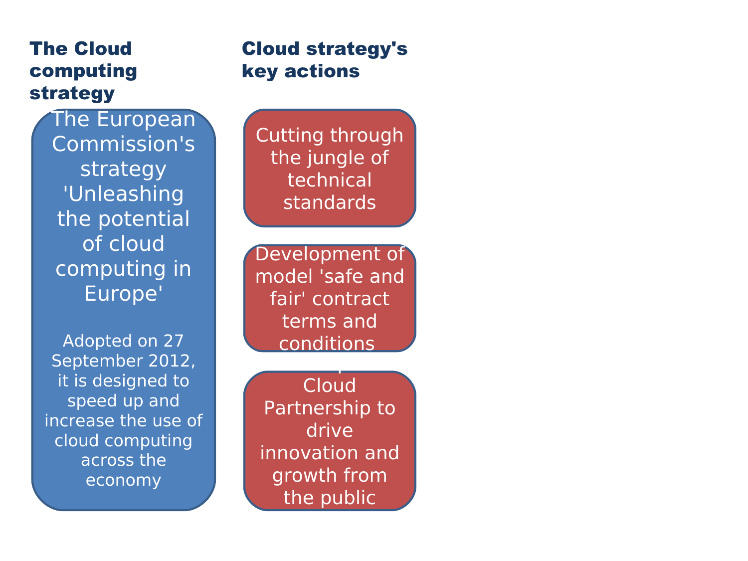**The Cloud computing strategy**

The European Commission's strategy 'Unleashing the potential of cloud computing in Europe'

Adopted on 27 September 2012, it is designed to speed up and increase the use of cloud computing across the economy

**Cloud strategy's key actions**

- Cutting through the jungle of technical standards
- Development of model 'safe and fair' contract terms and conditions
- Cloud Partnership to drive innovation and growth from the public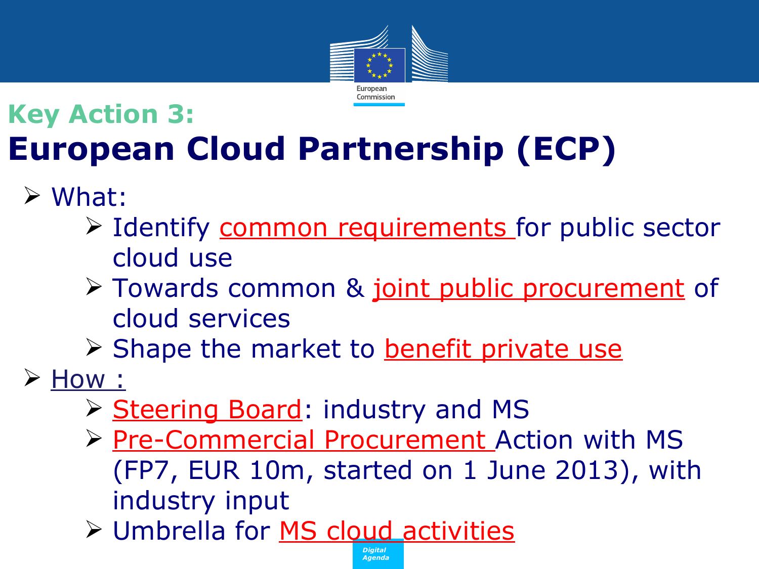## Key Action 3:

# European Cloud Partnership (ECP)

- What:
  - Identify common requirements for public sector cloud use
  - Towards common & joint public procurement of cloud services
  - Shape the market to benefit private use
- How :
  - Steering Board: industry and MS
  - Pre-Commercial Procurement Action with MS (FP7, EUR 10m, started on 1 June 2013), with industry input
  - Umbrella for MS cloud activities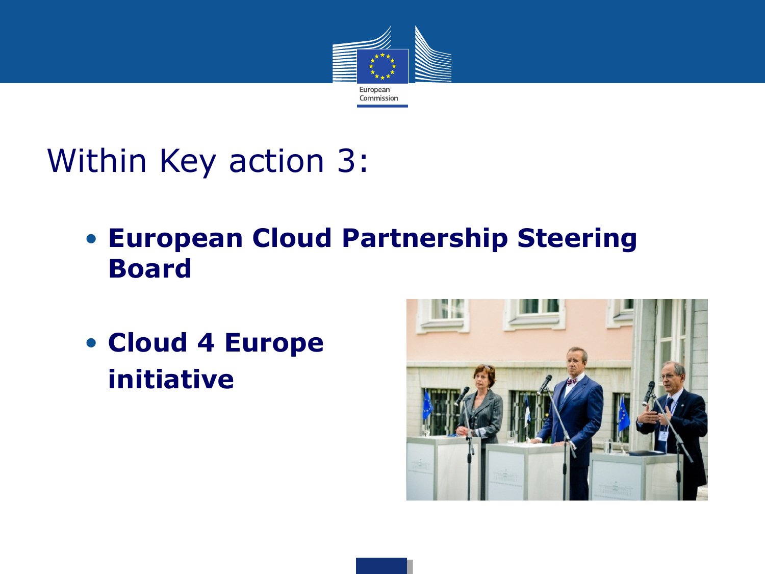# Within Key action 3:

- **European Cloud Partnership Steering Board**
- **Cloud 4 Europe initiative**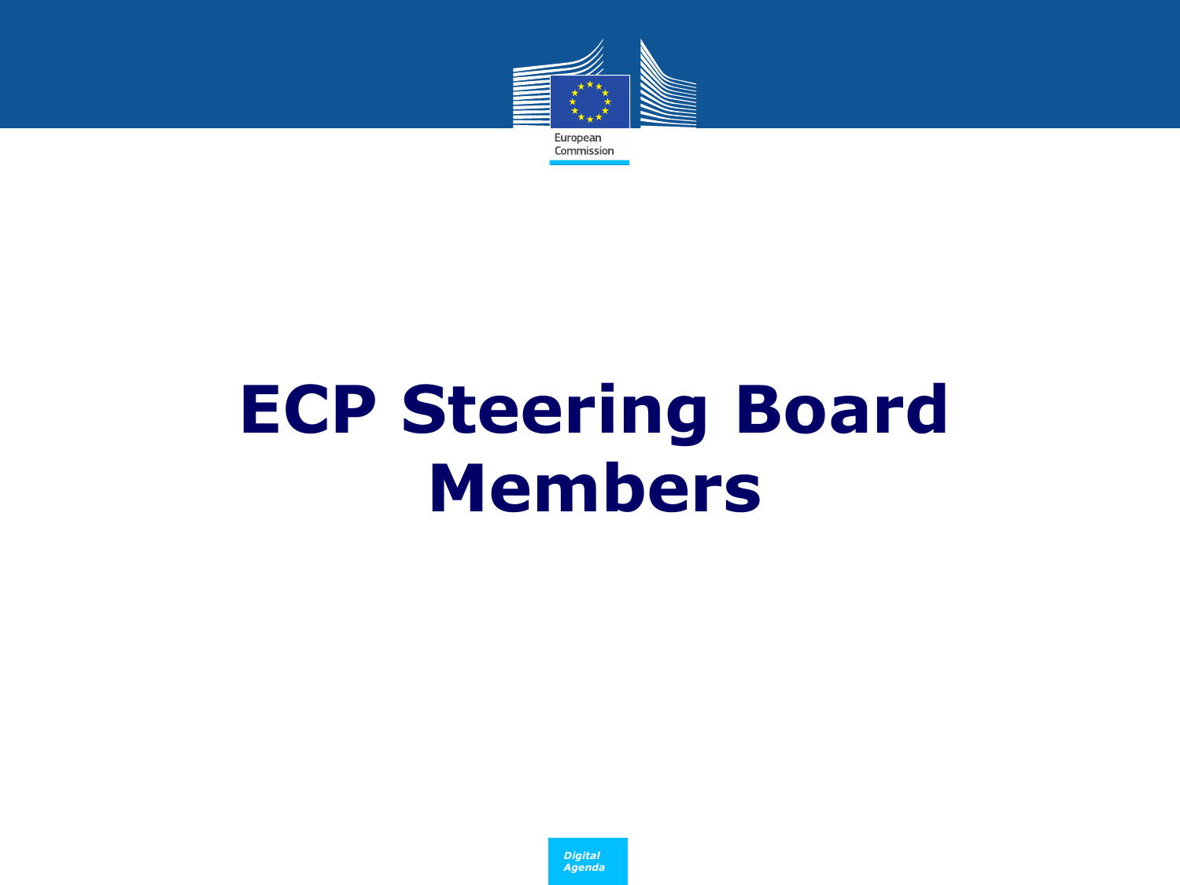# ECP Steering Board Members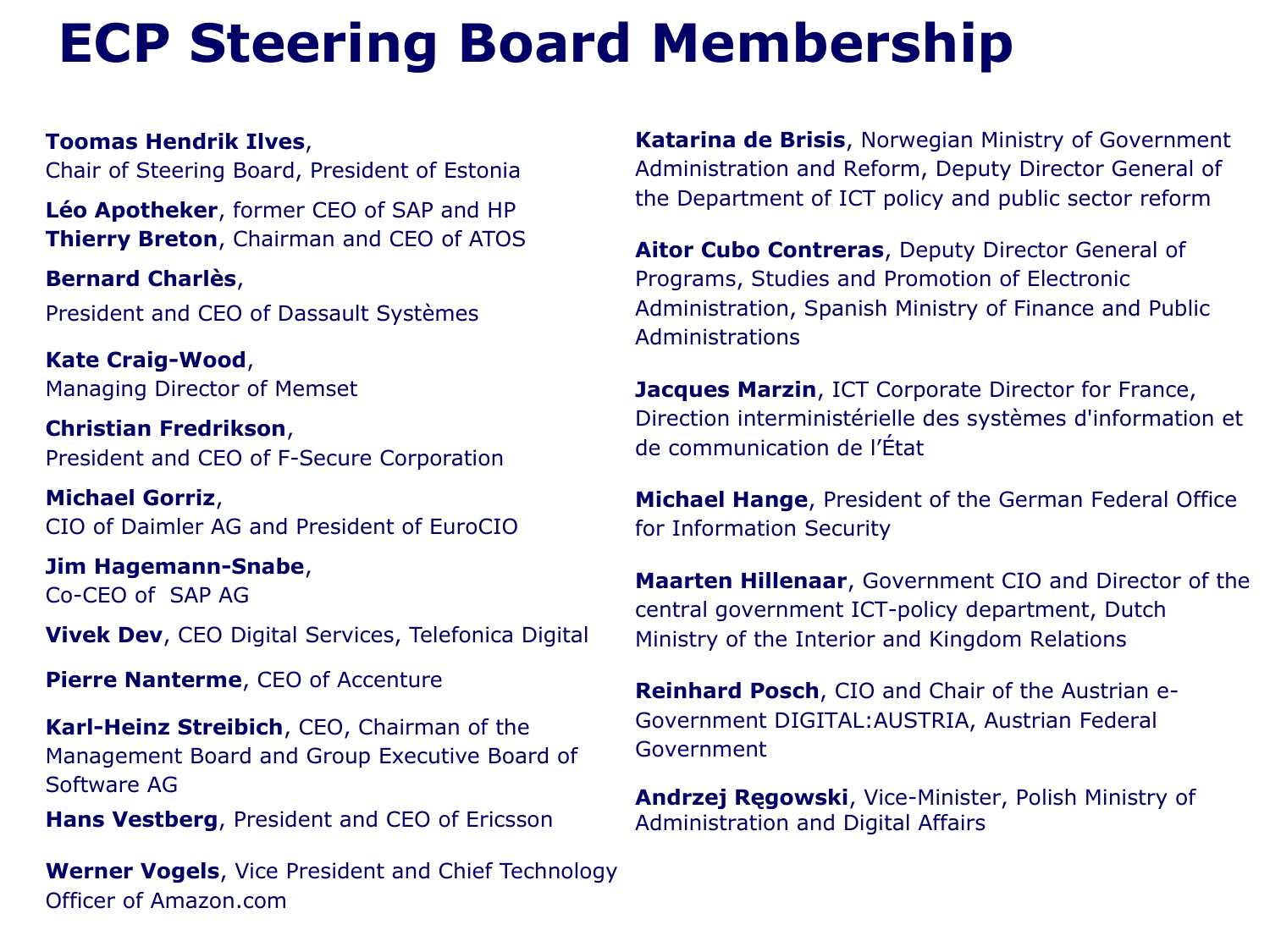# ECP Steering Board Membership

**Toomas Hendrik Ilves**,
Chair of Steering Board, President of Estonia

**Léo Apotheker**, former CEO of SAP and HP

**Thierry Breton**, Chairman and CEO of ATOS

**Bernard Charlès**,
President and CEO of Dassault Systèmes

**Kate Craig-Wood**,
Managing Director of Memset

**Christian Fredrikson**,
President and CEO of F-Secure Corporation

**Michael Gorriz**,
CIO of Daimler AG and President of EuroCIO

**Jim Hagemann-Snabe**,
Co-CEO of SAP AG

**Vivek Dev**, CEO Digital Services, Telefonica Digital

**Pierre Nanterme**, CEO of Accenture

**Karl-Heinz Streibich**, CEO, Chairman of the Management Board and Group Executive Board of Software AG

**Hans Vestberg**, President and CEO of Ericsson

**Werner Vogels**, Vice President and Chief Technology Officer of Amazon.com

**Katarina de Brisis**, Norwegian Ministry of Government Administration and Reform, Deputy Director General of the Department of ICT policy and public sector reform

**Aitor Cubo Contreras**, Deputy Director General of Programs, Studies and Promotion of Electronic Administration, Spanish Ministry of Finance and Public Administrations

**Jacques Marzin**, ICT Corporate Director for France, Direction interministérielle des systèmes d'information et de communication de l'État

**Michael Hange**, President of the German Federal Office for Information Security

**Maarten Hillenaar**, Government CIO and Director of the central government ICT-policy department, Dutch Ministry of the Interior and Kingdom Relations

**Reinhard Posch**, CIO and Chair of the Austrian e-Government DIGITAL:AUSTRIA, Austrian Federal Government

**Andrzej Ręgowski**, Vice-Minister, Polish Ministry of Administration and Digital Affairs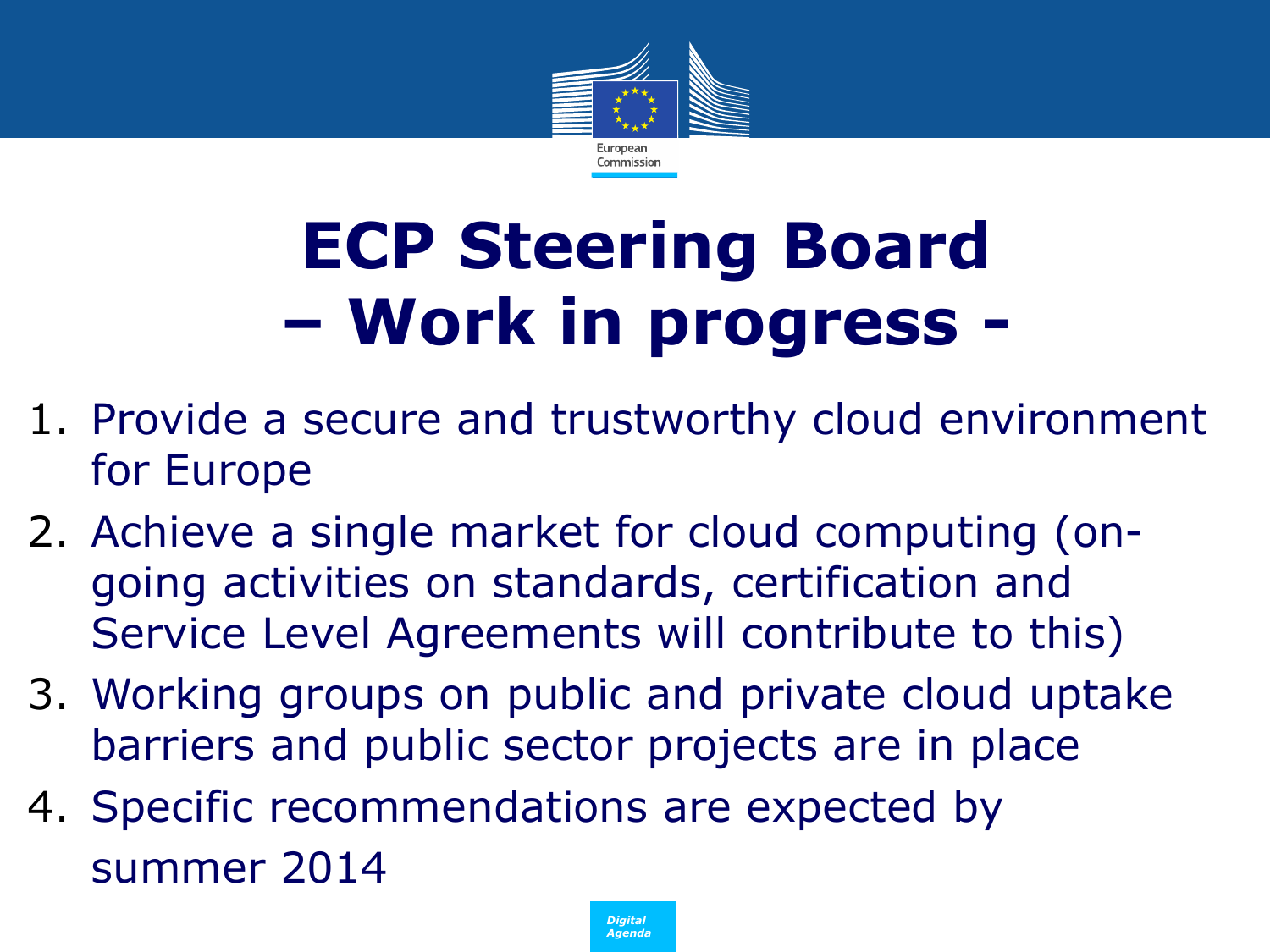# ECP Steering Board – Work in progress -

1. Provide a secure and trustworthy cloud environment for Europe
2. Achieve a single market for cloud computing (on-going activities on standards, certification and Service Level Agreements will contribute to this)
3. Working groups on public and private cloud uptake barriers and public sector projects are in place
4. Specific recommendations are expected by summer 2014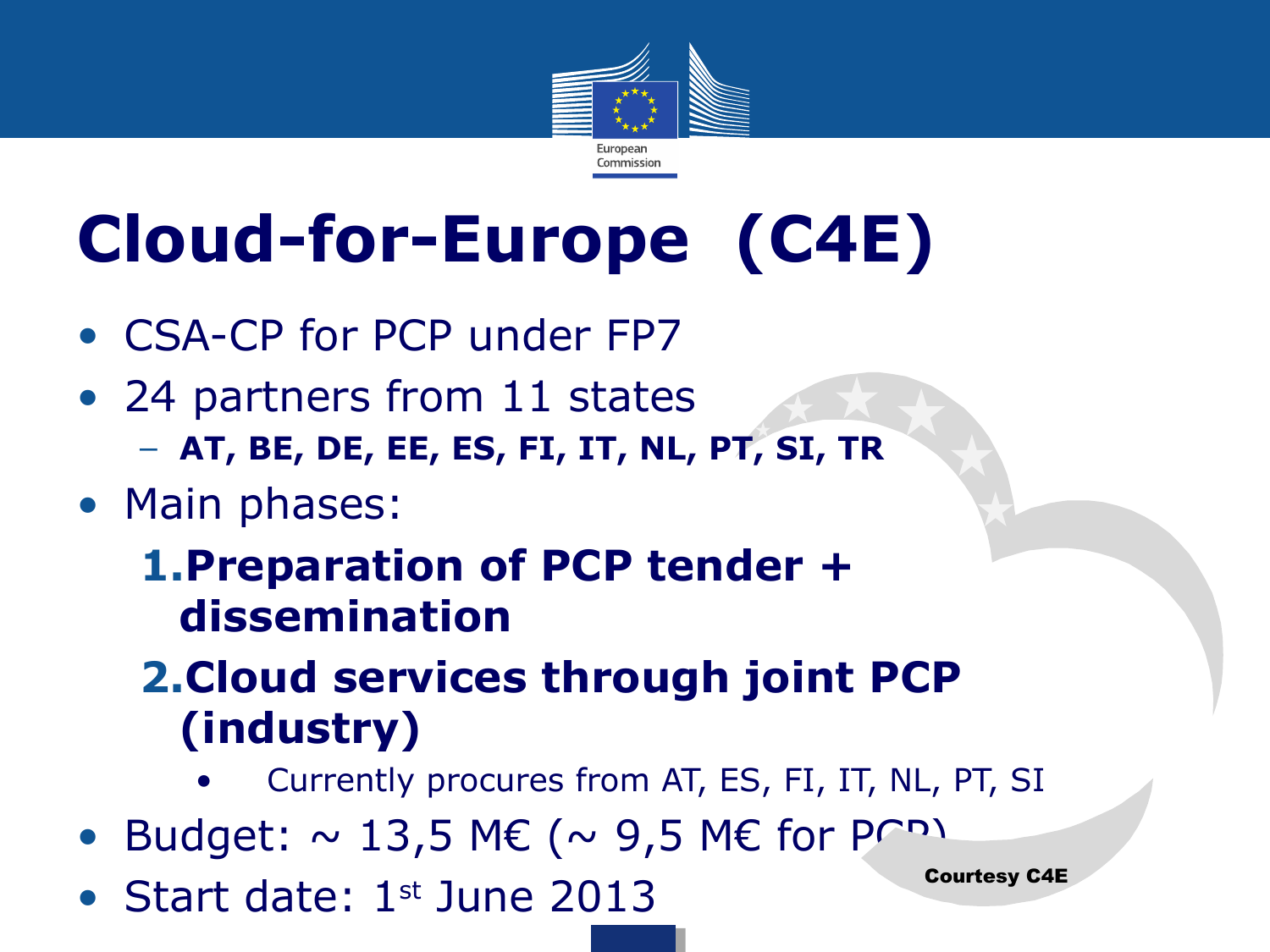# Cloud-for-Europe (C4E)

- CSA-CP for PCP under FP7
- 24 partners from 11 states
  - **AT, BE, DE, EE, ES, FI, IT, NL, PT, SI, TR**
- Main phases:
  1. **Preparation of PCP tender + dissemination**
  2. **Cloud services through joint PCP (industry)**
     - Currently procures from AT, ES, FI, IT, NL, PT, SI
- Budget: ~ 13,5 M€ (~ 9,5 M€ for PCP)
- Start date: 1st June 2013

**Courtesy C4E**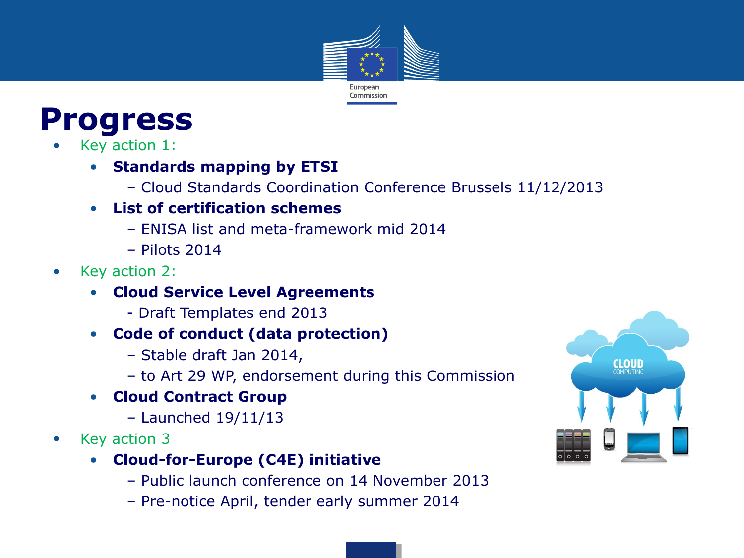# Progress

- Key action 1:
  - **Standards mapping by ETSI**
    - Cloud Standards Coordination Conference Brussels 11/12/2013
  - **List of certification schemes**
    - ENISA list and meta-framework mid 2014
    - Pilots 2014
- Key action 2:
  - **Cloud Service Level Agreements**
    - Draft Templates end 2013
  - **Code of conduct (data protection)**
    - Stable draft Jan 2014,
    - to Art 29 WP, endorsement during this Commission
  - **Cloud Contract Group**
    - Launched 19/11/13
- Key action 3
  - **Cloud-for-Europe (C4E) initiative**
    - Public launch conference on 14 November 2013
    - Pre-notice April, tender early summer 2014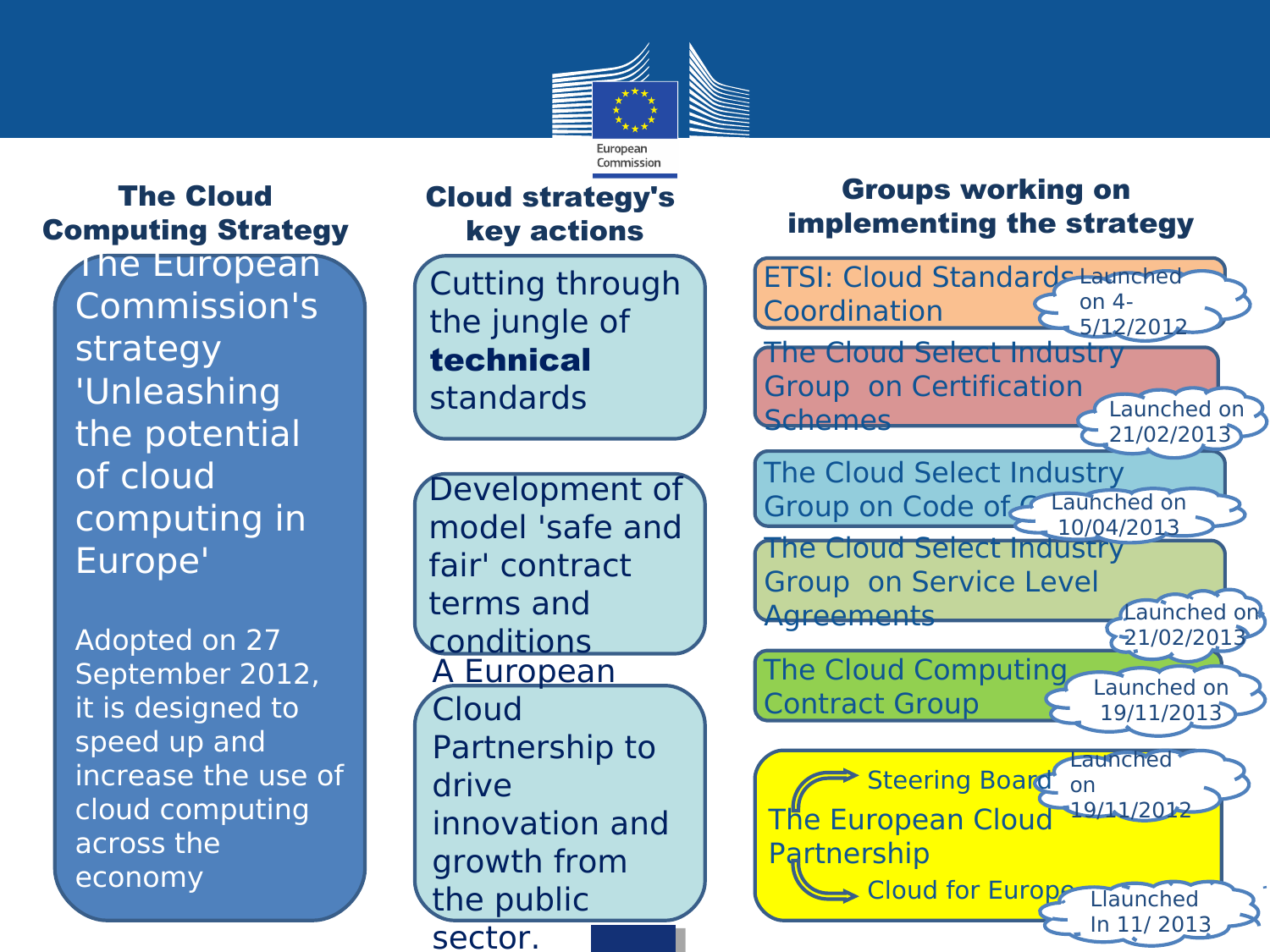## The Cloud Computing Strategy

The European Commission's strategy 'Unleashing the potential of cloud computing in Europe'

Adopted on 27 September 2012, it is designed to speed up and increase the use of cloud computing across the economy

## Cloud strategy's key actions

- Cutting through the jungle of **technical** standards
- Development of model 'safe and fair' contract terms and conditions
- A European Cloud Partnership to drive innovation and growth from the public sector.

## Groups working on implementing the strategy

- ETSI: Cloud Standards Coordination — Launched on 4-5/12/2012
- The Cloud Select Industry Group on Certification Schemes — Launched on 21/02/2013
- The Cloud Select Industry Group on Code of C… — Launched on 10/04/2013
- The Cloud Select Industry Group on Service Level Agreements — Launched on 21/02/2013
- The Cloud Computing Contract Group — Launched on 19/11/2013
- The European Cloud Partnership — Launched on 19/11/2012
  - Steering Board
  - Cloud for Europe — Llaunched In 11/ 2013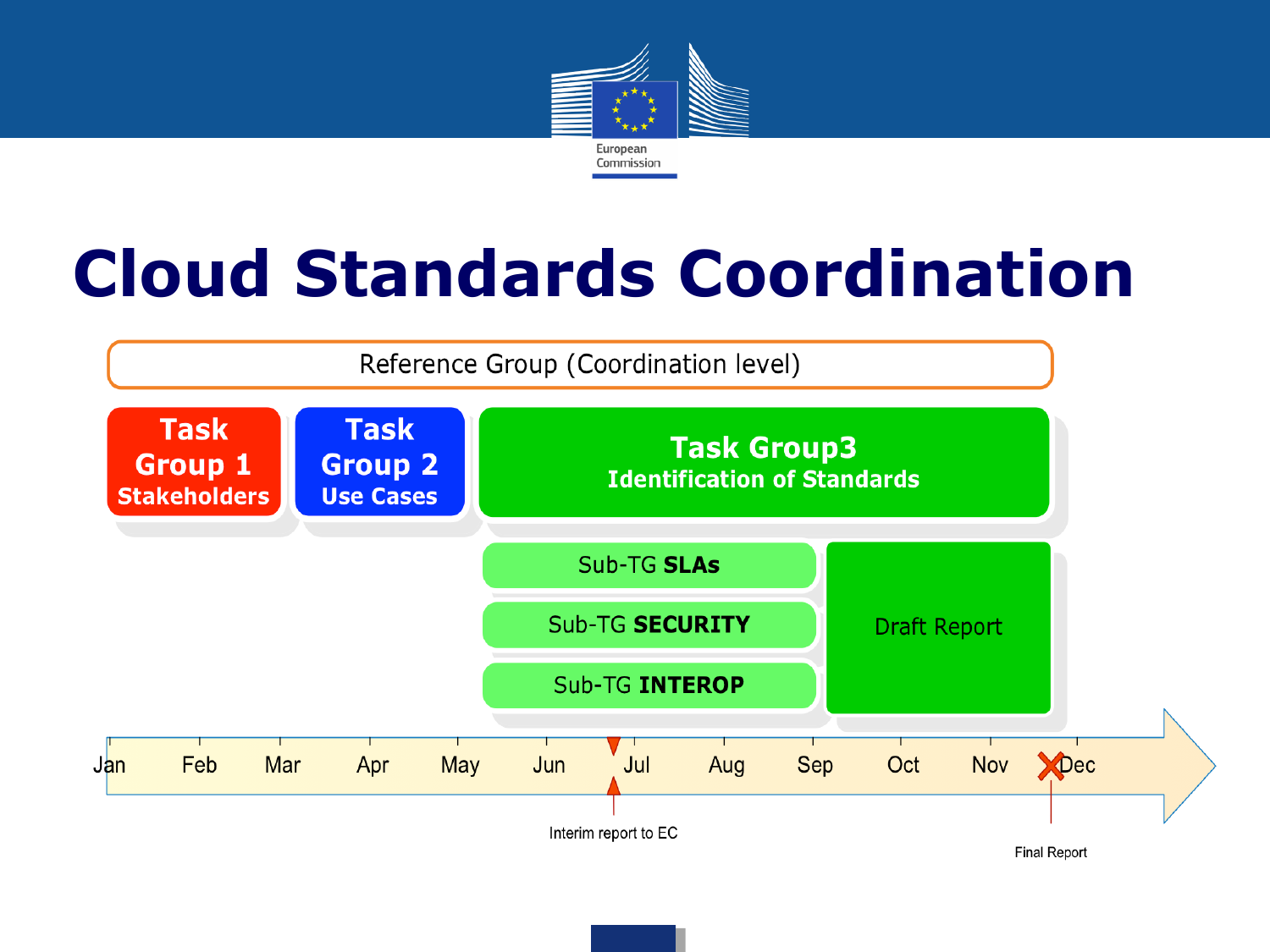# Cloud Standards Coordination

Reference Group (Coordination level)

**Task Group 1**
**Stakeholders**

**Task Group 2**
**Use Cases**

**Task Group3**
**Identification of Standards**

Sub-TG **SLAs**

Sub-TG **SECURITY**

Sub-TG **INTEROP**

Draft Report

Jan Feb Mar Apr May Jun Jul Aug Sep Oct Nov Dec

Interim report to EC

Final Report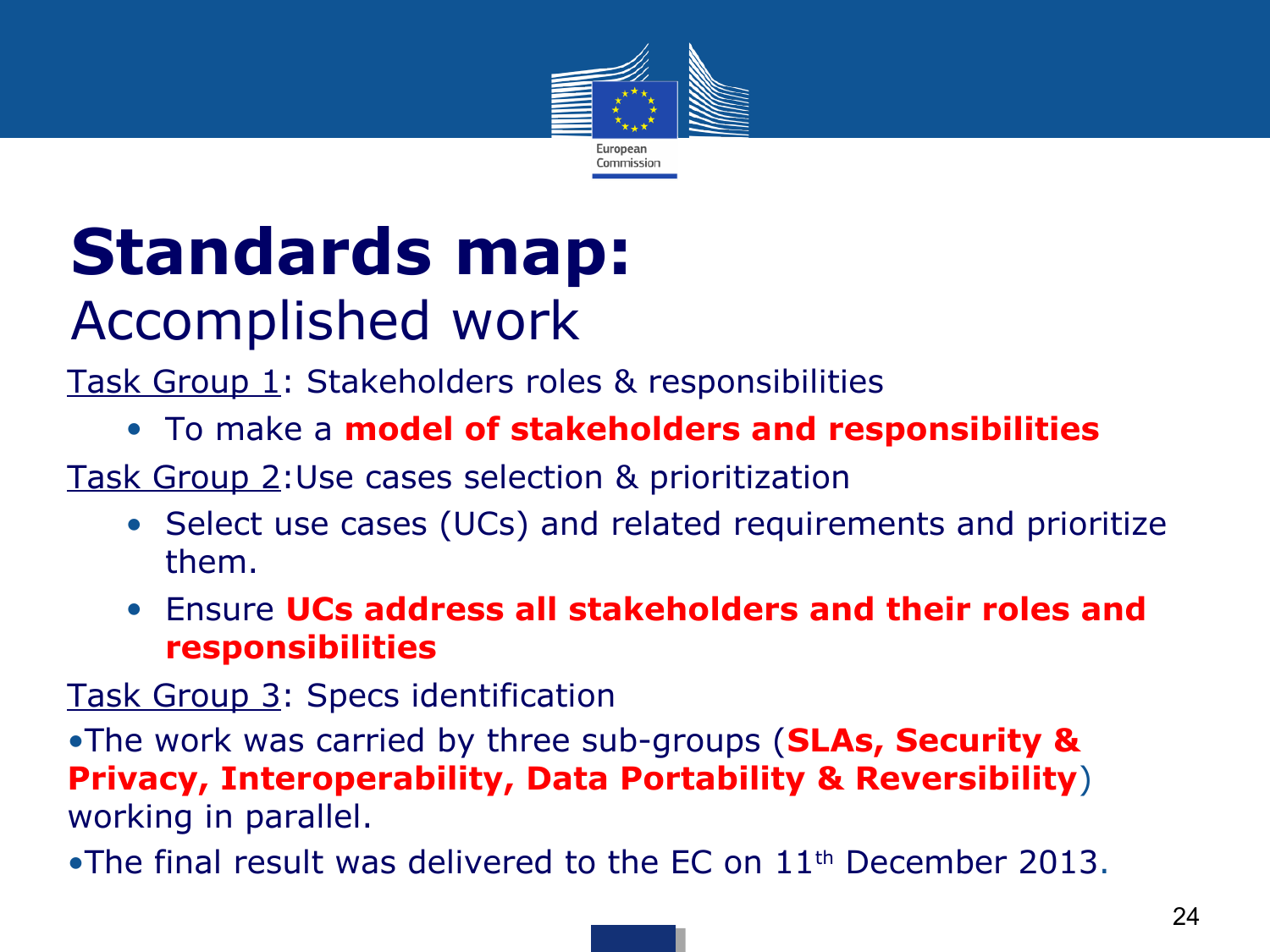# Standards map:

## Accomplished work

Task Group 1: Stakeholders roles & responsibilities

- To make a **model of stakeholders and responsibilities**

Task Group 2: Use cases selection & prioritization

- Select use cases (UCs) and related requirements and prioritize them.
- Ensure **UCs address all stakeholders and their roles and responsibilities**

Task Group 3: Specs identification

- The work was carried by three sub-groups (**SLAs, Security & Privacy, Interoperability, Data Portability & Reversibility**) working in parallel.
- The final result was delivered to the EC on 11th December 2013.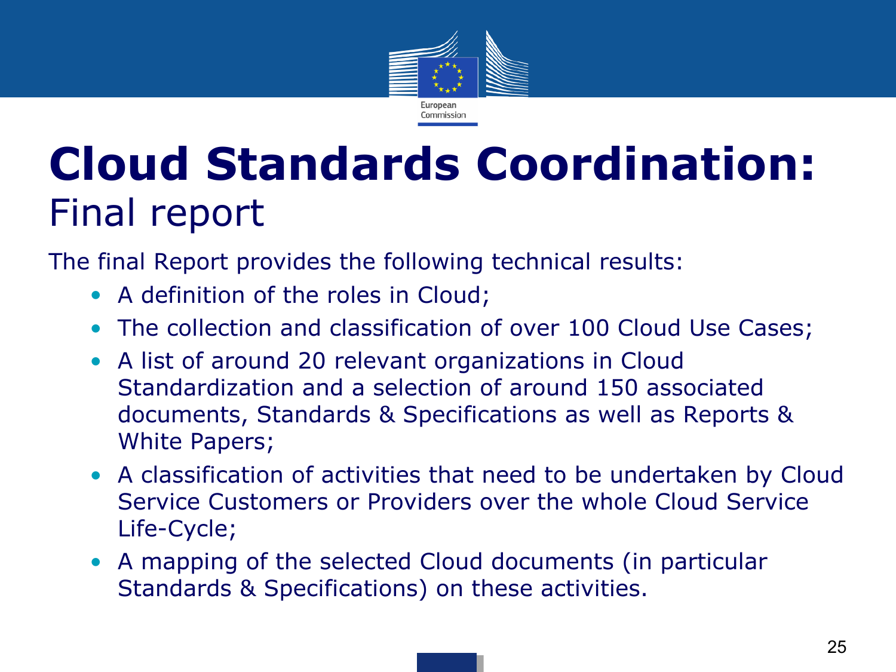# Cloud Standards Coordination:

## Final report

The final Report provides the following technical results:

- A definition of the roles in Cloud;
- The collection and classification of over 100 Cloud Use Cases;
- A list of around 20 relevant organizations in Cloud Standardization and a selection of around 150 associated documents, Standards & Specifications as well as Reports & White Papers;
- A classification of activities that need to be undertaken by Cloud Service Customers or Providers over the whole Cloud Service Life-Cycle;
- A mapping of the selected Cloud documents (in particular Standards & Specifications) on these activities.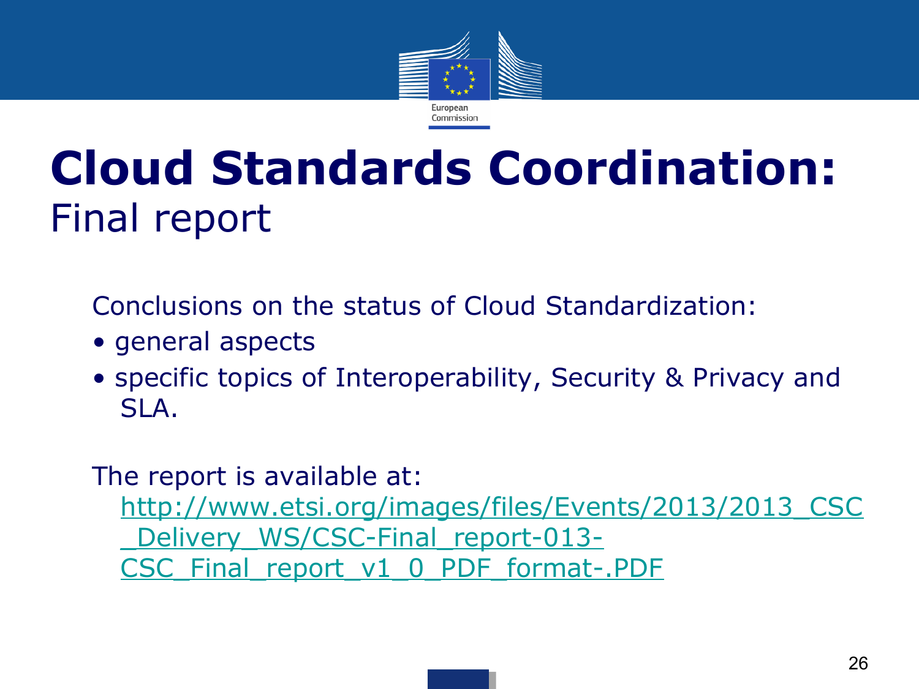# Cloud Standards Coordination:
## Final report

Conclusions on the status of Cloud Standardization:

- general aspects
- specific topics of Interoperability, Security & Privacy and SLA.

The report is available at:

http://www.etsi.org/images/files/Events/2013/2013_CSC_Delivery_WS/CSC-Final_report-013-CSC_Final_report_v1_0_PDF_format-.PDF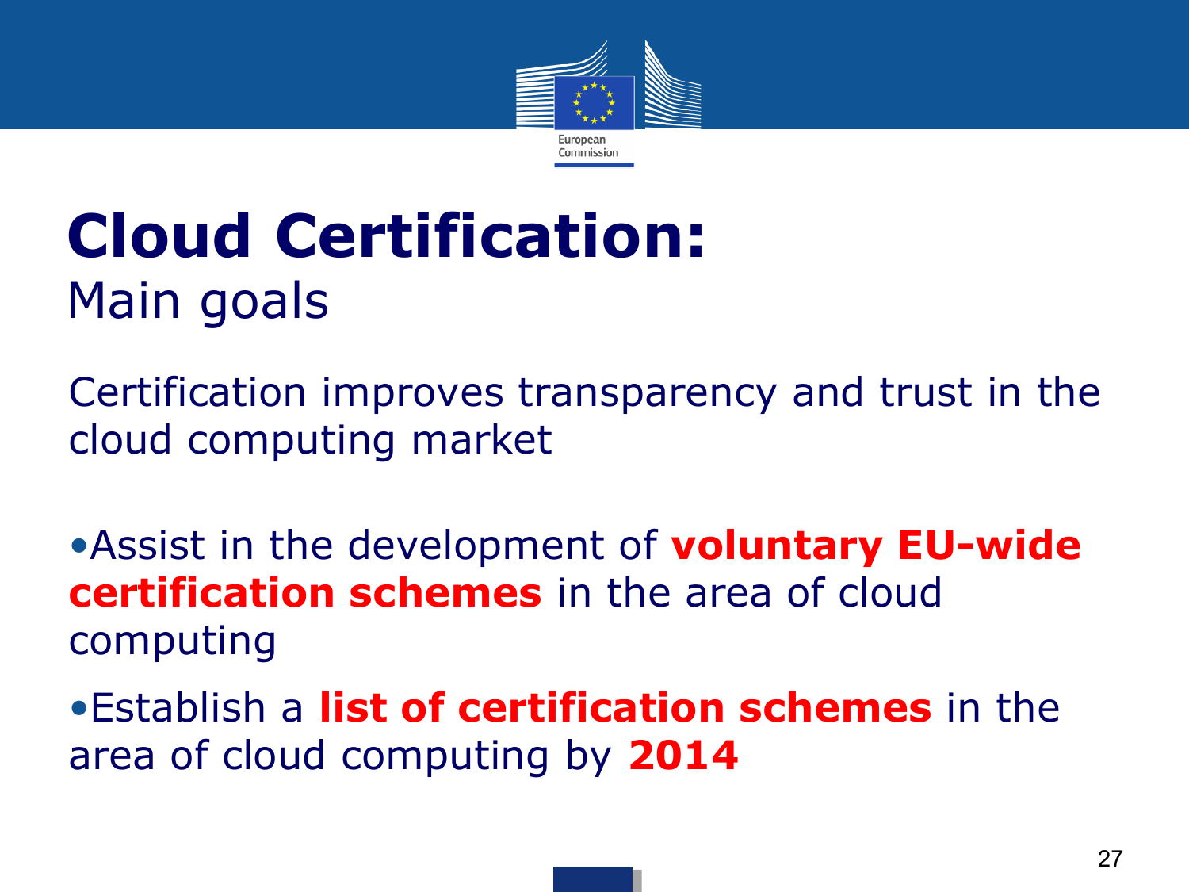# Cloud Certification:

Main goals

Certification improves transparency and trust in the cloud computing market

- Assist in the development of **voluntary EU-wide certification schemes** in the area of cloud computing
- Establish a **list of certification schemes** in the area of cloud computing by **2014**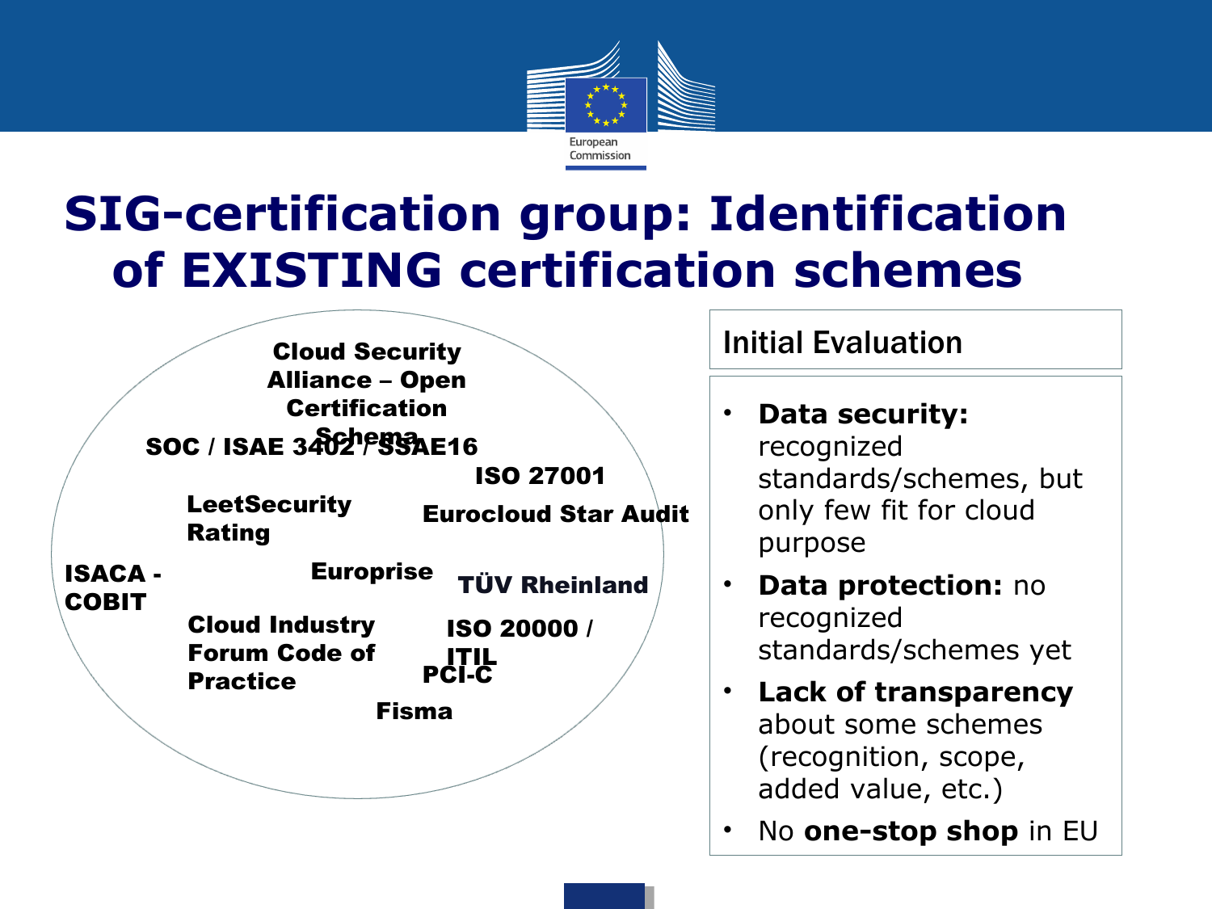# SIG-certification group: Identification of EXISTING certification schemes

- **Cloud Security Alliance – Open Certification Schema**
- **SOC / ISAE 3402 / SSAE16**
- **ISO 27001**
- **LeetSecurity Rating**
- **Eurocloud Star Audit**
- **ISACA - COBIT**
- **Europrise**
- **TÜV Rheinland**
- **Cloud Industry Forum Code of Practice**
- **ISO 20000 / ITIL**
- **PCI-C**
- **Fisma**

## Initial Evaluation

- **Data security:** recognized standards/schemes, but only few fit for cloud purpose
- **Data protection:** no recognized standards/schemes yet
- **Lack of transparency** about some schemes (recognition, scope, added value, etc.)
- No **one-stop shop** in EU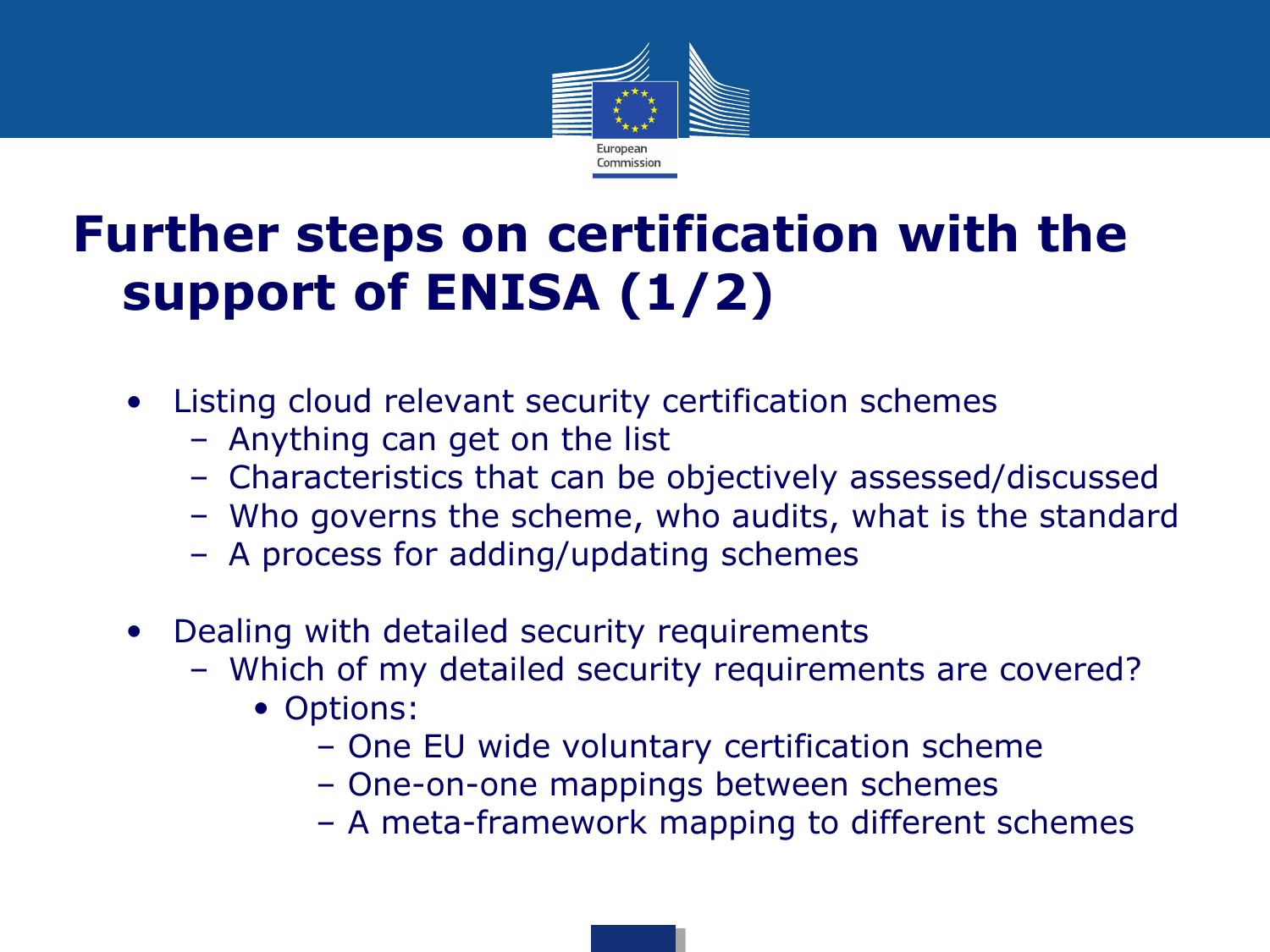# Further steps on certification with the support of ENISA (1/2)

- Listing cloud relevant security certification schemes
  - Anything can get on the list
  - Characteristics that can be objectively assessed/discussed
  - Who governs the scheme, who audits, what is the standard
  - A process for adding/updating schemes

- Dealing with detailed security requirements
  - Which of my detailed security requirements are covered?
    - Options:
      - One EU wide voluntary certification scheme
      - One-on-one mappings between schemes
      - A meta-framework mapping to different schemes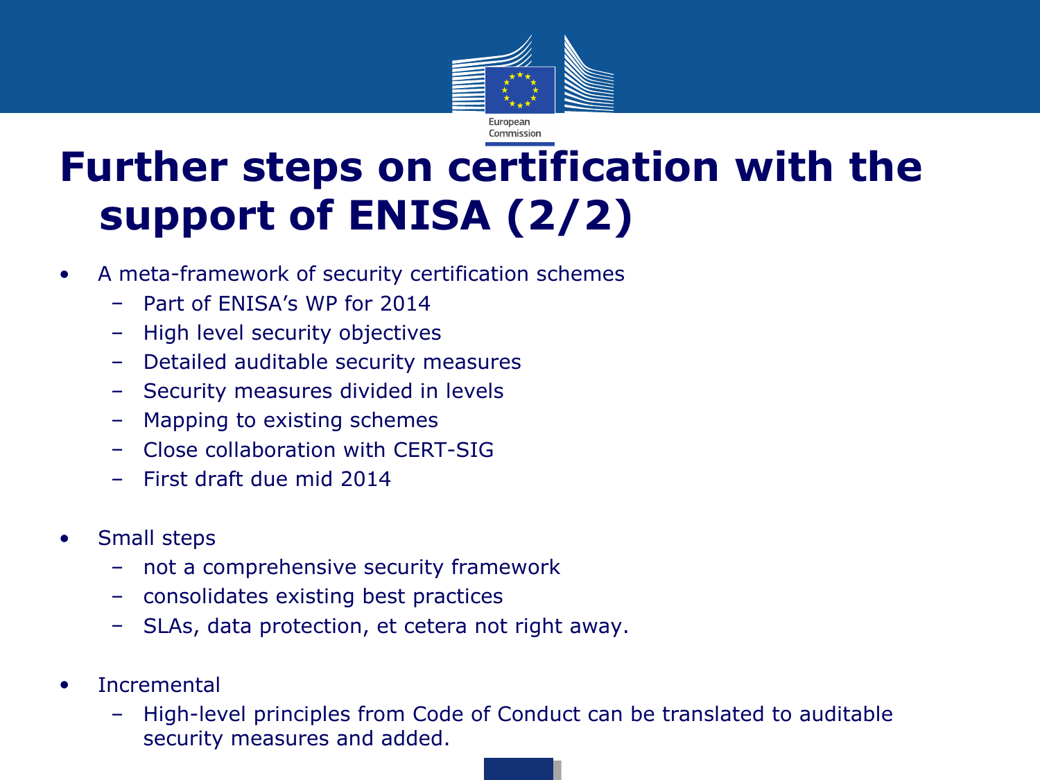# Further steps on certification with the support of ENISA (2/2)

- A meta-framework of security certification schemes
  - Part of ENISA's WP for 2014
  - High level security objectives
  - Detailed auditable security measures
  - Security measures divided in levels
  - Mapping to existing schemes
  - Close collaboration with CERT-SIG
  - First draft due mid 2014

- Small steps
  - not a comprehensive security framework
  - consolidates existing best practices
  - SLAs, data protection, et cetera not right away.

- Incremental
  - High-level principles from Code of Conduct can be translated to auditable security measures and added.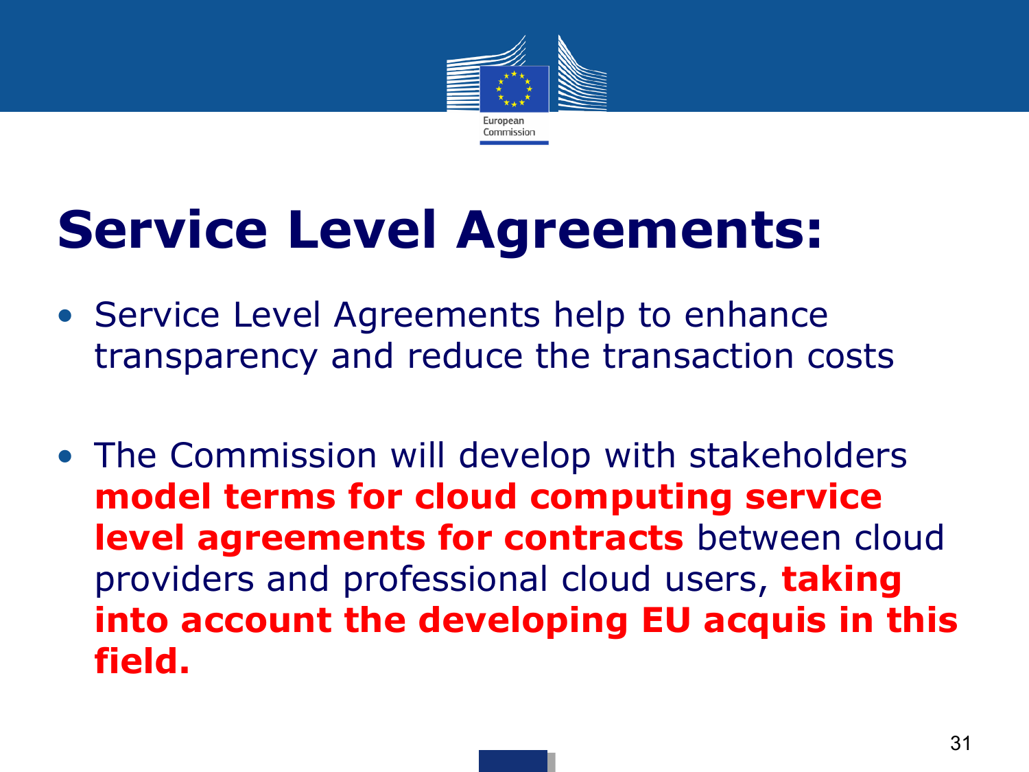# Service Level Agreements:

- Service Level Agreements help to enhance transparency and reduce the transaction costs

- The Commission will develop with stakeholders **model terms for cloud computing service level agreements for contracts** between cloud providers and professional cloud users, **taking into account the developing EU acquis in this field.**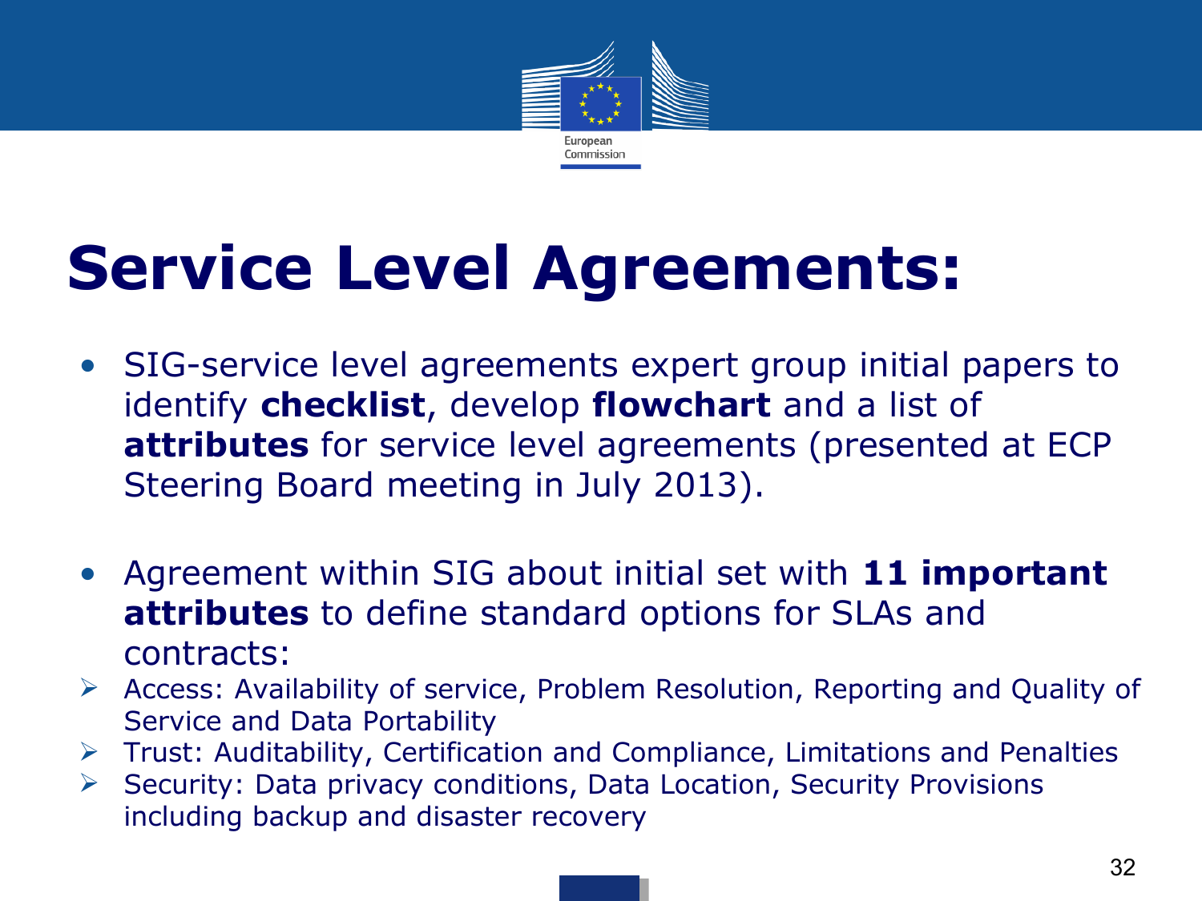# Service Level Agreements:

- SIG-service level agreements expert group initial papers to identify **checklist**, develop **flowchart** and a list of **attributes** for service level agreements (presented at ECP Steering Board meeting in July 2013).
- Agreement within SIG about initial set with **11 important attributes** to define standard options for SLAs and contracts:
  - Access: Availability of service, Problem Resolution, Reporting and Quality of Service and Data Portability
  - Trust: Auditability, Certification and Compliance, Limitations and Penalties
  - Security: Data privacy conditions, Data Location, Security Provisions including backup and disaster recovery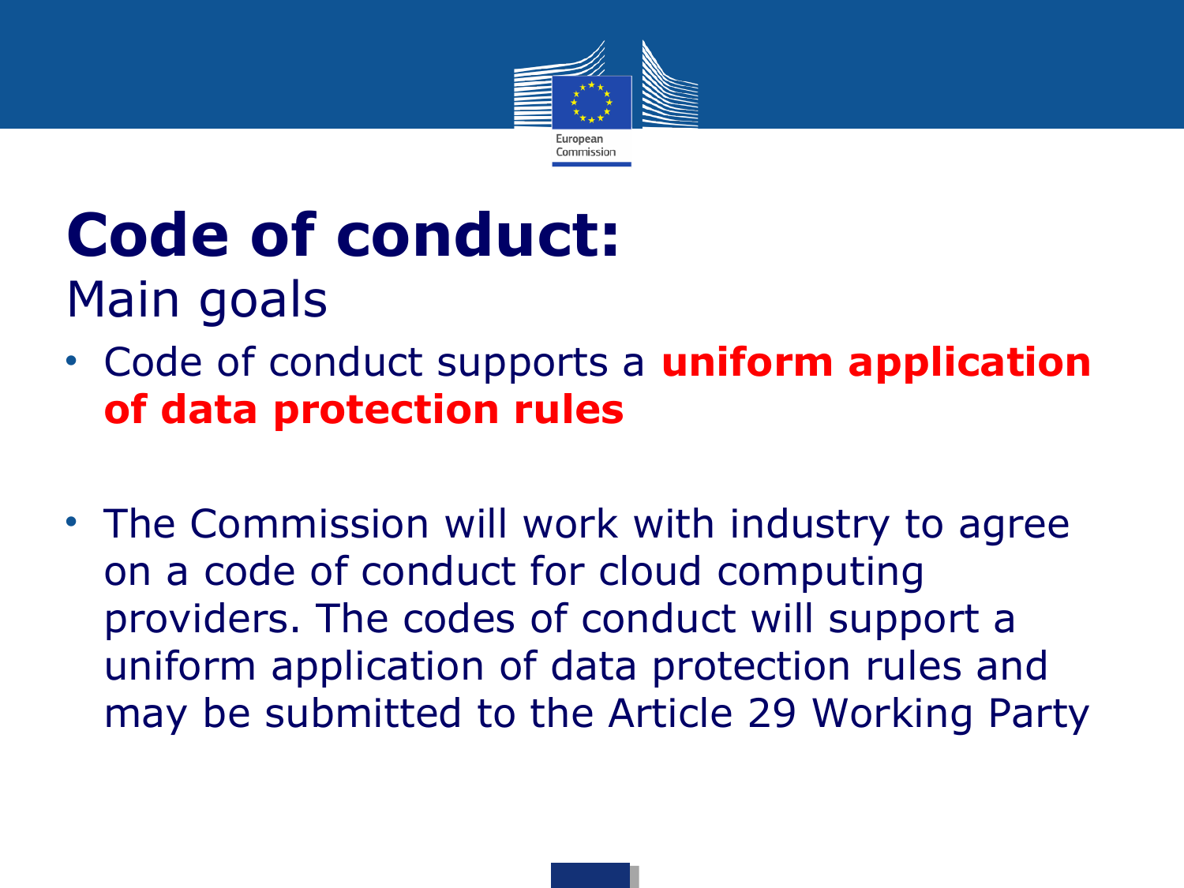# Code of conduct:

## Main goals

- Code of conduct supports a **uniform application of data protection rules**
- The Commission will work with industry to agree on a code of conduct for cloud computing providers. The codes of conduct will support a uniform application of data protection rules and may be submitted to the Article 29 Working Party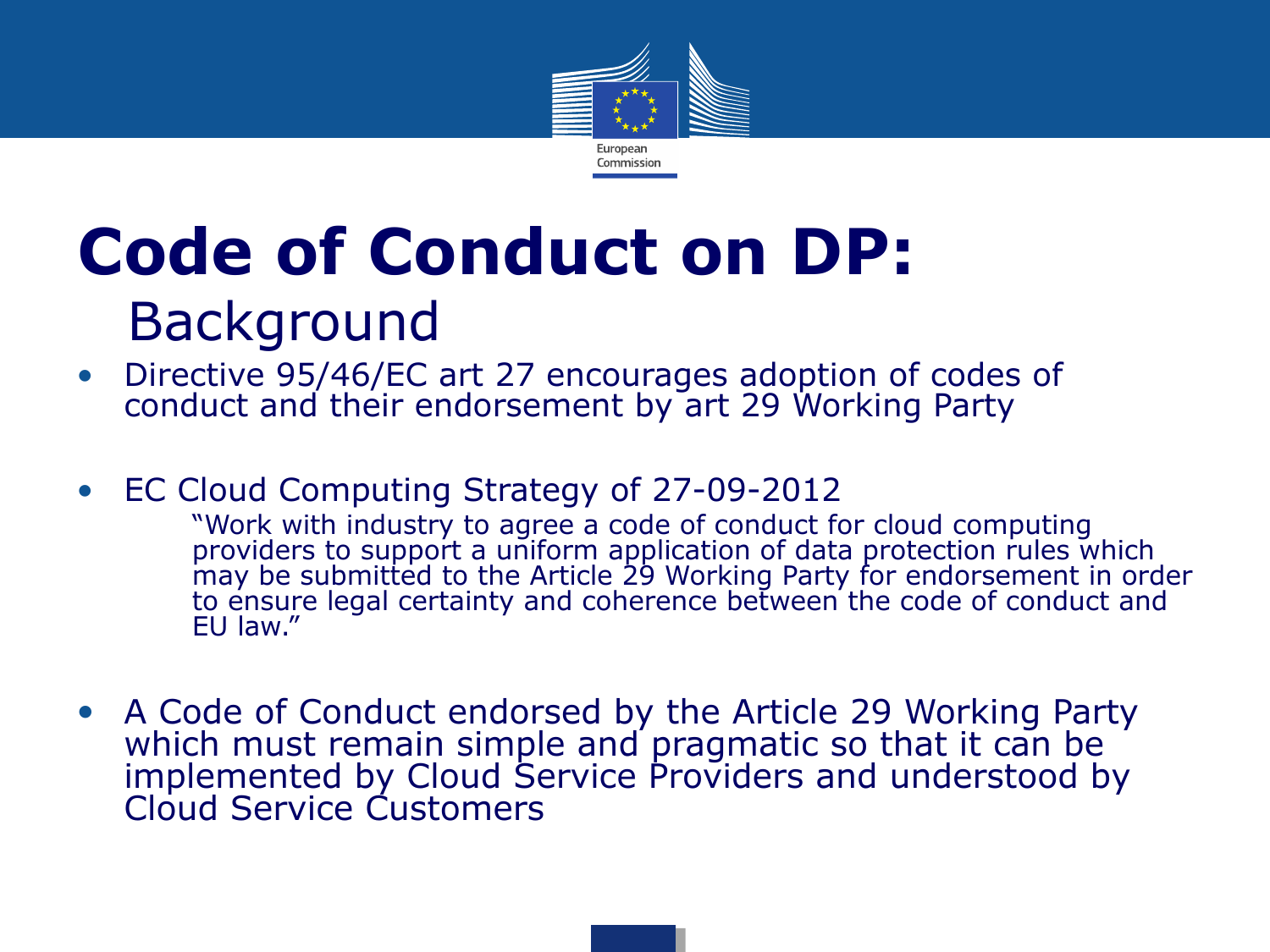# Code of Conduct on DP:

## Background

- Directive 95/46/EC art 27 encourages adoption of codes of conduct and their endorsement by art 29 Working Party

- EC Cloud Computing Strategy of 27-09-2012

  "Work with industry to agree a code of conduct for cloud computing providers to support a uniform application of data protection rules which may be submitted to the Article 29 Working Party for endorsement in order to ensure legal certainty and coherence between the code of conduct and EU law."

- A Code of Conduct endorsed by the Article 29 Working Party which must remain simple and pragmatic so that it can be implemented by Cloud Service Providers and understood by Cloud Service Customers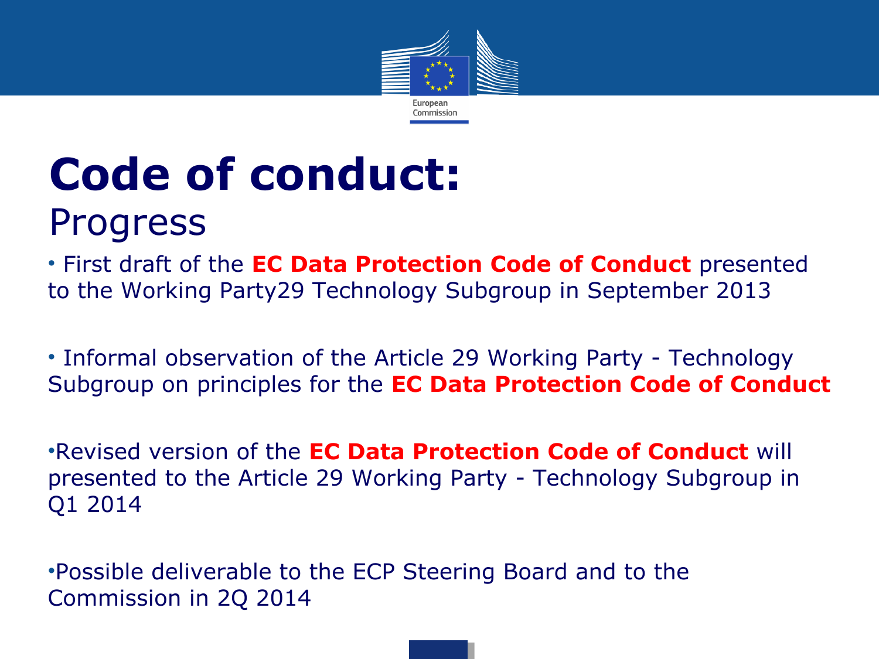# Code of conduct:

## Progress

- First draft of the **EC Data Protection Code of Conduct** presented to the Working Party29 Technology Subgroup in September 2013

- Informal observation of the Article 29 Working Party - Technology Subgroup on principles for the **EC Data Protection Code of Conduct**

- Revised version of the **EC Data Protection Code of Conduct** will presented to the Article 29 Working Party - Technology Subgroup in Q1 2014

- Possible deliverable to the ECP Steering Board and to the Commission in 2Q 2014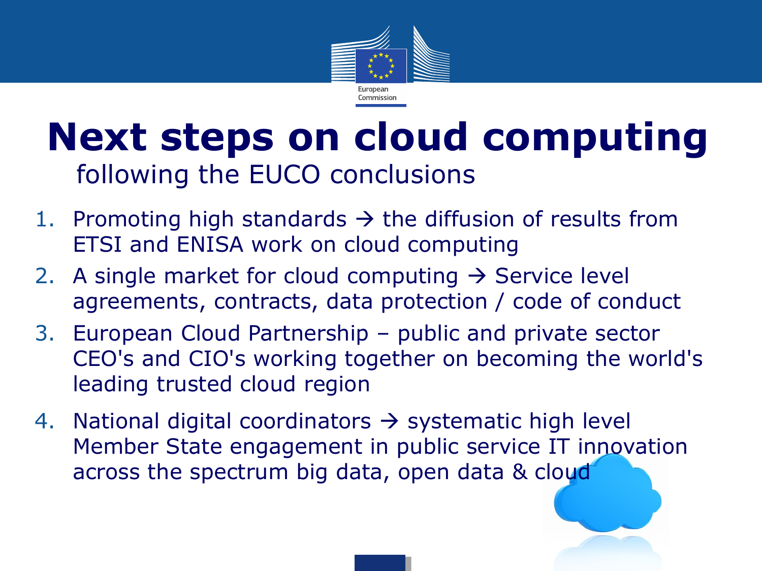# Next steps on cloud computing

following the EUCO conclusions

1. Promoting high standards → the diffusion of results from ETSI and ENISA work on cloud computing
2. A single market for cloud computing → Service level agreements, contracts, data protection / code of conduct
3. European Cloud Partnership – public and private sector CEO's and CIO's working together on becoming the world's leading trusted cloud region
4. National digital coordinators → systematic high level Member State engagement in public service IT innovation across the spectrum big data, open data & cloud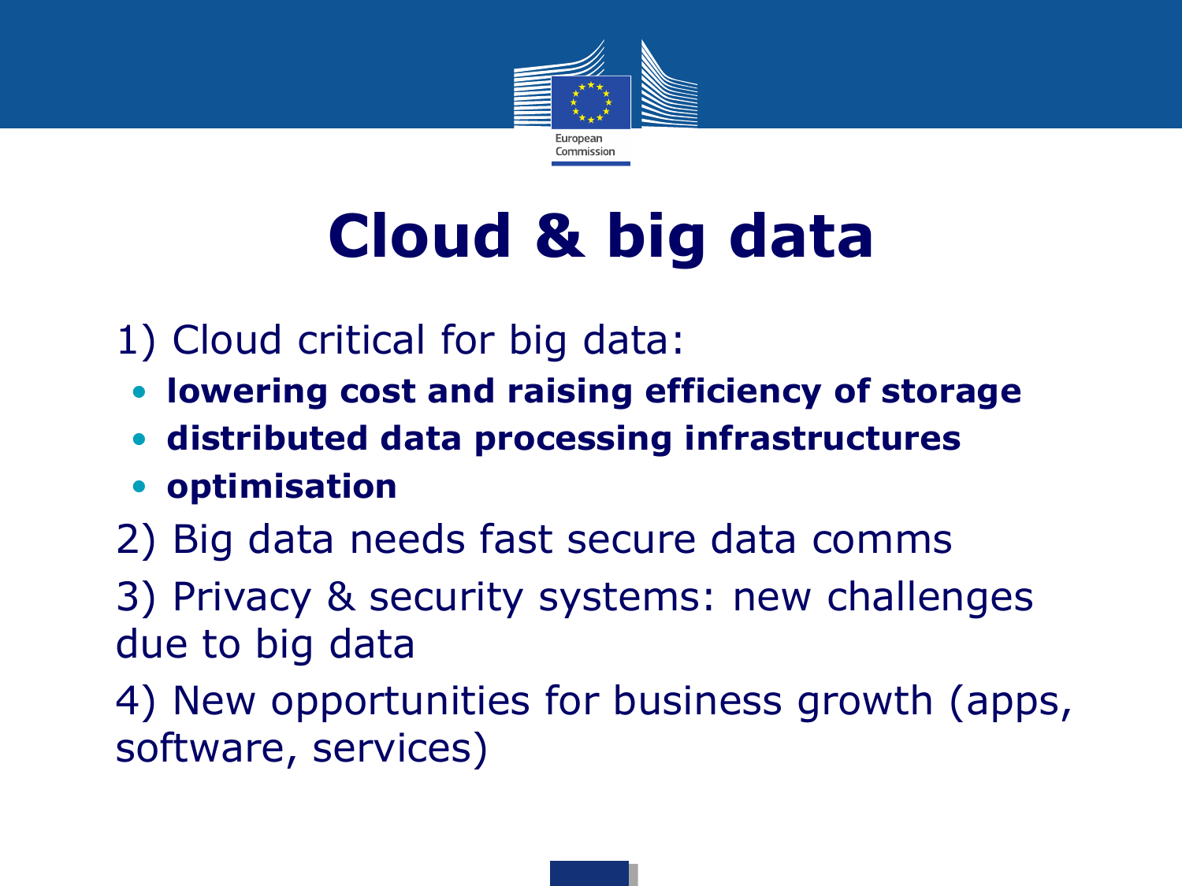# Cloud & big data

1) Cloud critical for big data:

- **lowering cost and raising efficiency of storage**
- **distributed data processing infrastructures**
- **optimisation**

2) Big data needs fast secure data comms

3) Privacy & security systems: new challenges due to big data

4) New opportunities for business growth (apps, software, services)